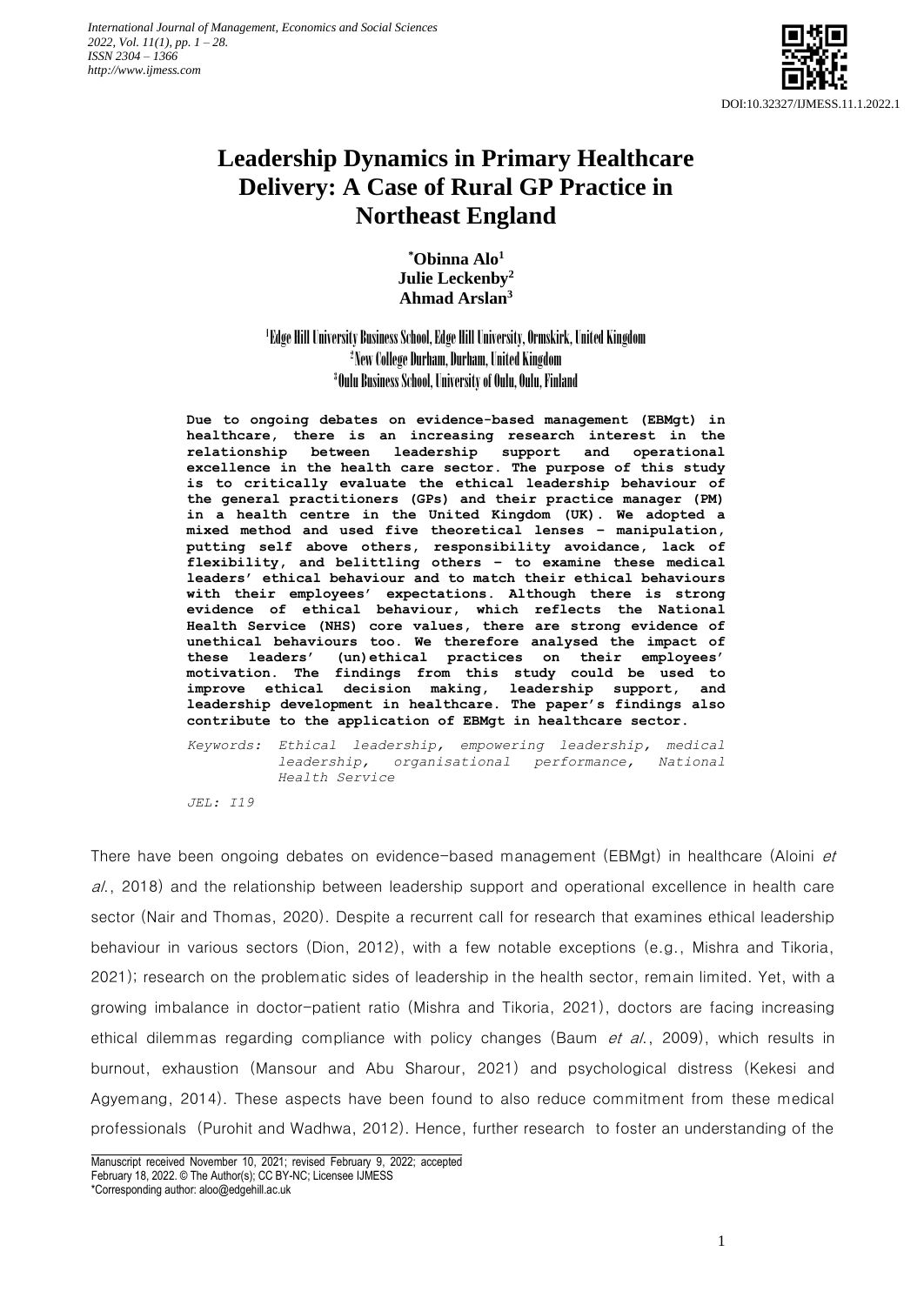# Leadership Dynamics in Primary Healthcare Delivery: A Case of Rural GP Practice in Northeast England

**\*Obinna Alo[1]**
**Julie Leckenby[2]**
**Ahmad Arslan[3]**

[1]Edge Hill University Business School, Edge Hill University, Ormskirk, United Kingdom
[2]New College Durham, Durham, United Kingdom
[3]Oulu Business School, University of Oulu, Oulu, Finland

**Due to ongoing debates on evidence-based management (EBMgt) in healthcare, there is an increasing research interest in the relationship between leadership support and operational excellence in the health care sector. The purpose of this study is to critically evaluate the ethical leadership behaviour of the general practitioners (GPs) and their practice manager (PM) in a health centre in the United Kingdom (UK). We adopted a mixed method and used five theoretical lenses - manipulation, putting self above others, responsibility avoidance, lack of flexibility, and belittling others - to examine these medical leaders' ethical behaviour and to match their ethical behaviours with their employees' expectations. Although there is strong evidence of ethical behaviour, which reflects the National Health Service (NHS) core values, there are strong evidence of unethical behaviours too. We therefore analysed the impact of these leaders' (un)ethical practices on their employees' motivation. The findings from this study could be used to improve ethical decision making, leadership support, and leadership development in healthcare. The paper's findings also contribute to the application of EBMgt in healthcare sector.**

*Keywords: Ethical leadership, empowering leadership, medical leadership, organisational performance, National Health Service*

*JEL: I19*

There have been ongoing debates on evidence-based management (EBMgt) in healthcare (Aloini *et al.*, 2018) and the relationship between leadership support and operational excellence in health care sector (Nair and Thomas, 2020). Despite a recurrent call for research that examines ethical leadership behaviour in various sectors (Dion, 2012), with a few notable exceptions (e.g., Mishra and Tikoria, 2021); research on the problematic sides of leadership in the health sector, remain limited. Yet, with a growing imbalance in doctor-patient ratio (Mishra and Tikoria, 2021), doctors are facing increasing ethical dilemmas regarding compliance with policy changes (Baum *et al.*, 2009), which results in burnout, exhaustion (Mansour and Abu Sharour, 2021) and psychological distress (Kekesi and Agyemang, 2014). These aspects have been found to also reduce commitment from these medical professionals (Purohit and Wadhwa, 2012). Hence, further research to foster an understanding of the

Manuscript received November 10, 2021; revised February 9, 2022; accepted February 18, 2022. © The Author(s); CC BY-NC; Licensee IJMESS
\*Corresponding author: aloo@edgehill.ac.uk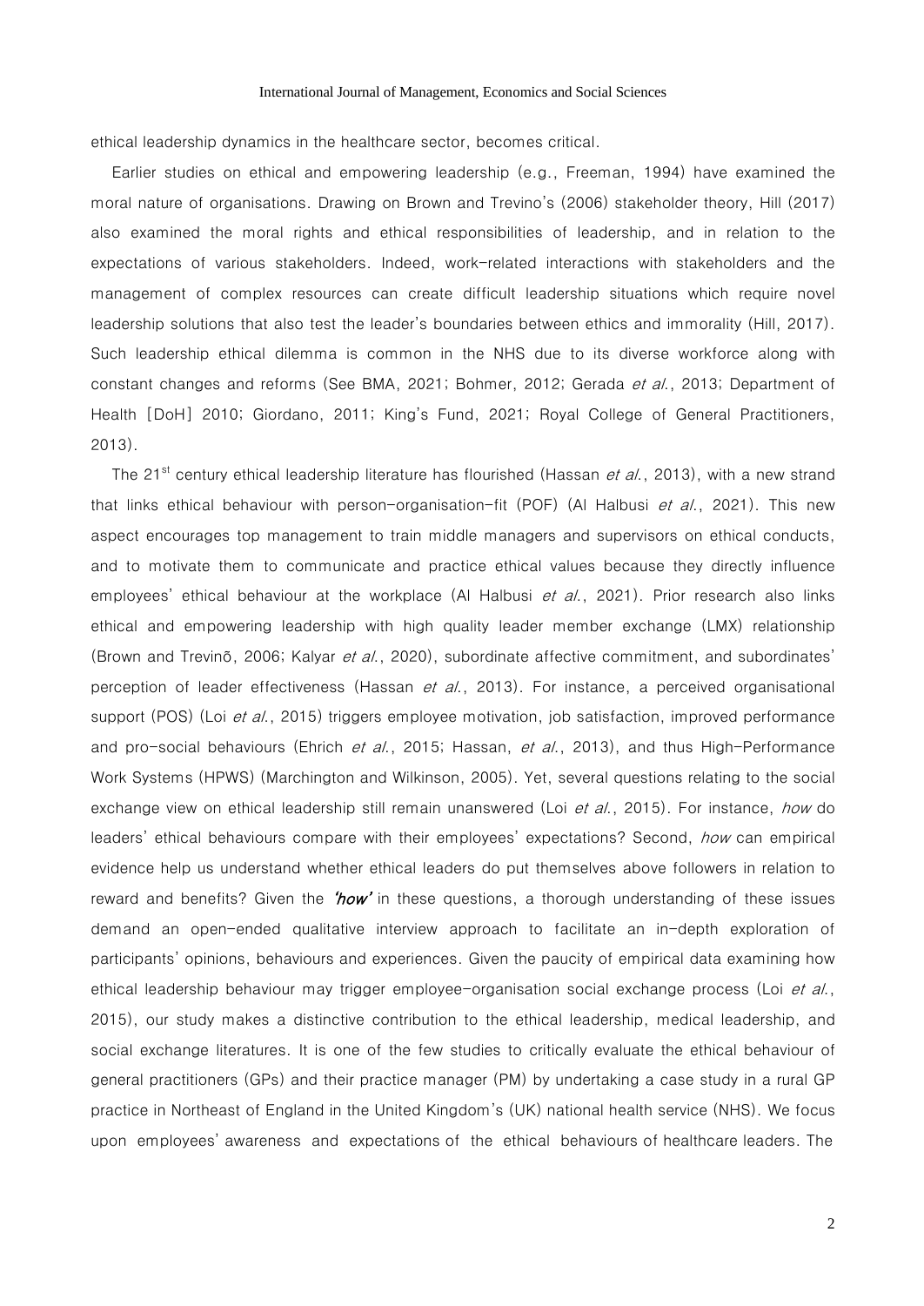ethical leadership dynamics in the healthcare sector, becomes critical.

Earlier studies on ethical and empowering leadership (e.g., Freeman, 1994) have examined the moral nature of organisations. Drawing on Brown and Trevino's (2006) stakeholder theory, Hill (2017) also examined the moral rights and ethical responsibilities of leadership, and in relation to the expectations of various stakeholders. Indeed, work-related interactions with stakeholders and the management of complex resources can create difficult leadership situations which require novel leadership solutions that also test the leader's boundaries between ethics and immorality (Hill, 2017). Such leadership ethical dilemma is common in the NHS due to its diverse workforce along with constant changes and reforms (See BMA, 2021; Bohmer, 2012; Gerada *et al.*, 2013; Department of Health [DoH] 2010; Giordano, 2011; King's Fund, 2021; Royal College of General Practitioners, 2013).

The 21st century ethical leadership literature has flourished (Hassan *et al.*, 2013), with a new strand that links ethical behaviour with person-organisation-fit (POF) (Al Halbusi *et al.*, 2021). This new aspect encourages top management to train middle managers and supervisors on ethical conducts, and to motivate them to communicate and practice ethical values because they directly influence employees' ethical behaviour at the workplace (Al Halbusi *et al.*, 2021). Prior research also links ethical and empowering leadership with high quality leader member exchange (LMX) relationship (Brown and Trevinõ, 2006; Kalyar *et al.*, 2020), subordinate affective commitment, and subordinates' perception of leader effectiveness (Hassan *et al.*, 2013). For instance, a perceived organisational support (POS) (Loi *et al.*, 2015) triggers employee motivation, job satisfaction, improved performance and pro-social behaviours (Ehrich *et al.*, 2015; Hassan, *et al.*, 2013), and thus High-Performance Work Systems (HPWS) (Marchington and Wilkinson, 2005). Yet, several questions relating to the social exchange view on ethical leadership still remain unanswered (Loi *et al.*, 2015). For instance, *how* do leaders' ethical behaviours compare with their employees' expectations? Second, *how* can empirical evidence help us understand whether ethical leaders do put themselves above followers in relation to reward and benefits? Given the ***'how'*** in these questions, a thorough understanding of these issues demand an open-ended qualitative interview approach to facilitate an in-depth exploration of participants' opinions, behaviours and experiences. Given the paucity of empirical data examining how ethical leadership behaviour may trigger employee-organisation social exchange process (Loi *et al.*, 2015), our study makes a distinctive contribution to the ethical leadership, medical leadership, and social exchange literatures. It is one of the few studies to critically evaluate the ethical behaviour of general practitioners (GPs) and their practice manager (PM) by undertaking a case study in a rural GP practice in Northeast of England in the United Kingdom's (UK) national health service (NHS). We focus upon employees' awareness and expectations of the ethical behaviours of healthcare leaders. The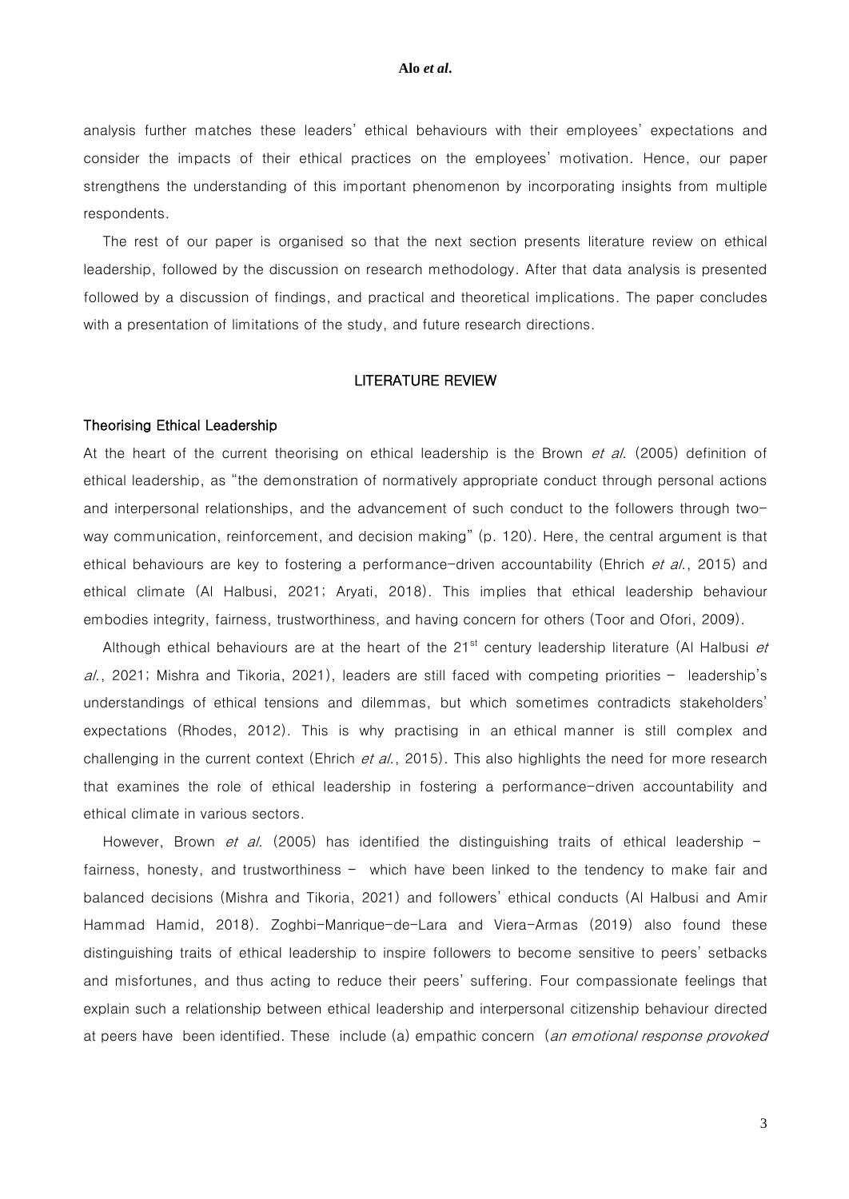analysis further matches these leaders' ethical behaviours with their employees' expectations and consider the impacts of their ethical practices on the employees' motivation. Hence, our paper strengthens the understanding of this important phenomenon by incorporating insights from multiple respondents.

The rest of our paper is organised so that the next section presents literature review on ethical leadership, followed by the discussion on research methodology. After that data analysis is presented followed by a discussion of findings, and practical and theoretical implications. The paper concludes with a presentation of limitations of the study, and future research directions.

## LITERATURE REVIEW

### Theorising Ethical Leadership

At the heart of the current theorising on ethical leadership is the Brown *et al.* (2005) definition of ethical leadership, as "the demonstration of normatively appropriate conduct through personal actions and interpersonal relationships, and the advancement of such conduct to the followers through two-way communication, reinforcement, and decision making" (p. 120). Here, the central argument is that ethical behaviours are key to fostering a performance-driven accountability (Ehrich *et al.*, 2015) and ethical climate (Al Halbusi, 2021; Aryati, 2018). This implies that ethical leadership behaviour embodies integrity, fairness, trustworthiness, and having concern for others (Toor and Ofori, 2009).

Although ethical behaviours are at the heart of the 21st century leadership literature (Al Halbusi *et al.*, 2021; Mishra and Tikoria, 2021), leaders are still faced with competing priorities – leadership's understandings of ethical tensions and dilemmas, but which sometimes contradicts stakeholders' expectations (Rhodes, 2012). This is why practising in an ethical manner is still complex and challenging in the current context (Ehrich *et al.*, 2015). This also highlights the need for more research that examines the role of ethical leadership in fostering a performance-driven accountability and ethical climate in various sectors.

However, Brown *et al.* (2005) has identified the distinguishing traits of ethical leadership – fairness, honesty, and trustworthiness – which have been linked to the tendency to make fair and balanced decisions (Mishra and Tikoria, 2021) and followers' ethical conducts (Al Halbusi and Amir Hammad Hamid, 2018). Zoghbi-Manrique-de-Lara and Viera-Armas (2019) also found these distinguishing traits of ethical leadership to inspire followers to become sensitive to peers' setbacks and misfortunes, and thus acting to reduce their peers' suffering. Four compassionate feelings that explain such a relationship between ethical leadership and interpersonal citizenship behaviour directed at peers have been identified. These include (a) empathic concern (*an emotional response provoked*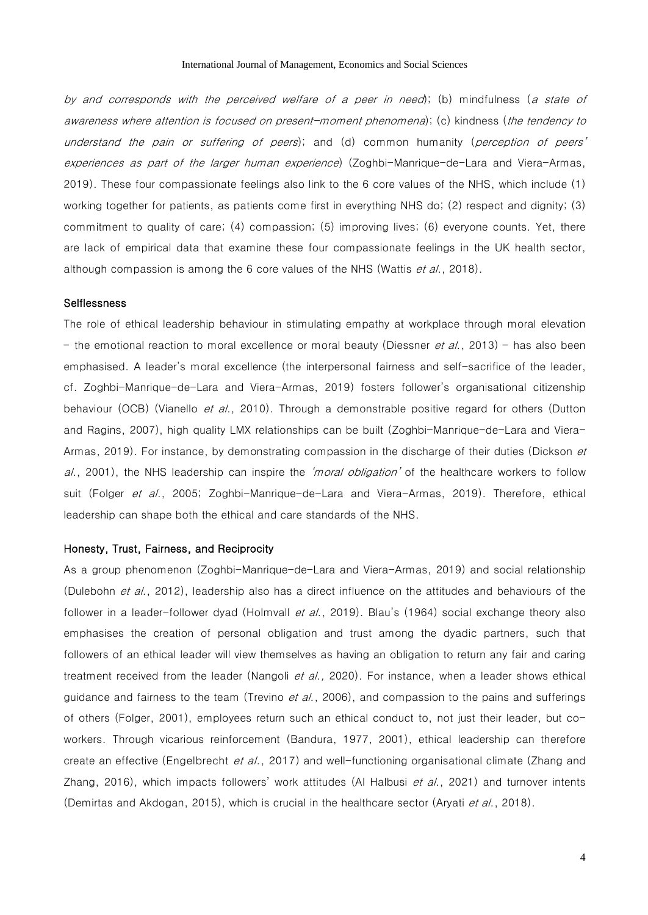*by and corresponds with the perceived welfare of a peer in need*); (b) mindfulness (*a state of awareness where attention is focused on present-moment phenomena*); (c) kindness (*the tendency to understand the pain or suffering of peers*); and (d) common humanity (*perception of peers' experiences as part of the larger human experience*) (Zoghbi-Manrique-de-Lara and Viera-Armas, 2019). These four compassionate feelings also link to the 6 core values of the NHS, which include (1) working together for patients, as patients come first in everything NHS do; (2) respect and dignity; (3) commitment to quality of care; (4) compassion; (5) improving lives; (6) everyone counts. Yet, there are lack of empirical data that examine these four compassionate feelings in the UK health sector, although compassion is among the 6 core values of the NHS (Wattis *et al.*, 2018).

### Selflessness

The role of ethical leadership behaviour in stimulating empathy at workplace through moral elevation – the emotional reaction to moral excellence or moral beauty (Diessner *et al.*, 2013) – has also been emphasised. A leader's moral excellence (the interpersonal fairness and self-sacrifice of the leader, cf. Zoghbi-Manrique-de-Lara and Viera-Armas, 2019) fosters follower's organisational citizenship behaviour (OCB) (Vianello *et al.*, 2010). Through a demonstrable positive regard for others (Dutton and Ragins, 2007), high quality LMX relationships can be built (Zoghbi-Manrique-de-Lara and Viera-Armas, 2019). For instance, by demonstrating compassion in the discharge of their duties (Dickson *et al.*, 2001), the NHS leadership can inspire the *'moral obligation'* of the healthcare workers to follow suit (Folger *et al.*, 2005; Zoghbi-Manrique-de-Lara and Viera-Armas, 2019). Therefore, ethical leadership can shape both the ethical and care standards of the NHS.

### Honesty, Trust, Fairness, and Reciprocity

As a group phenomenon (Zoghbi-Manrique-de-Lara and Viera-Armas, 2019) and social relationship (Dulebohn *et al.*, 2012), leadership also has a direct influence on the attitudes and behaviours of the follower in a leader-follower dyad (Holmvall *et al.*, 2019). Blau's (1964) social exchange theory also emphasises the creation of personal obligation and trust among the dyadic partners, such that followers of an ethical leader will view themselves as having an obligation to return any fair and caring treatment received from the leader (Nangoli *et al.,* 2020). For instance, when a leader shows ethical guidance and fairness to the team (Trevino *et al.*, 2006), and compassion to the pains and sufferings of others (Folger, 2001), employees return such an ethical conduct to, not just their leader, but co-workers. Through vicarious reinforcement (Bandura, 1977, 2001), ethical leadership can therefore create an effective (Engelbrecht *et al.*, 2017) and well-functioning organisational climate (Zhang and Zhang, 2016), which impacts followers' work attitudes (Al Halbusi *et al.*, 2021) and turnover intents (Demirtas and Akdogan, 2015), which is crucial in the healthcare sector (Aryati *et al.*, 2018).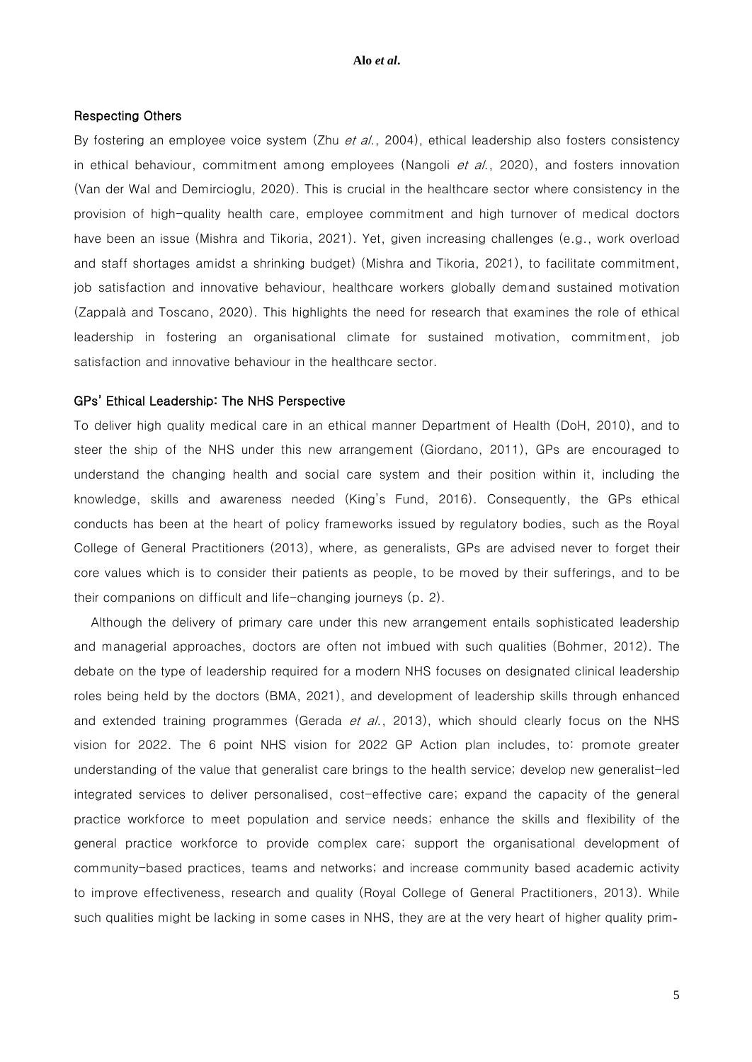### Respecting Others

By fostering an employee voice system (Zhu *et al.*, 2004), ethical leadership also fosters consistency in ethical behaviour, commitment among employees (Nangoli *et al.*, 2020), and fosters innovation (Van der Wal and Demircioglu, 2020). This is crucial in the healthcare sector where consistency in the provision of high-quality health care, employee commitment and high turnover of medical doctors have been an issue (Mishra and Tikoria, 2021). Yet, given increasing challenges (e.g., work overload and staff shortages amidst a shrinking budget) (Mishra and Tikoria, 2021), to facilitate commitment, job satisfaction and innovative behaviour, healthcare workers globally demand sustained motivation (Zappalà and Toscano, 2020). This highlights the need for research that examines the role of ethical leadership in fostering an organisational climate for sustained motivation, commitment, job satisfaction and innovative behaviour in the healthcare sector.

### GPs' Ethical Leadership: The NHS Perspective

To deliver high quality medical care in an ethical manner Department of Health (DoH, 2010), and to steer the ship of the NHS under this new arrangement (Giordano, 2011), GPs are encouraged to understand the changing health and social care system and their position within it, including the knowledge, skills and awareness needed (King's Fund, 2016). Consequently, the GPs ethical conducts has been at the heart of policy frameworks issued by regulatory bodies, such as the Royal College of General Practitioners (2013), where, as generalists, GPs are advised never to forget their core values which is to consider their patients as people, to be moved by their sufferings, and to be their companions on difficult and life-changing journeys (p. 2).

Although the delivery of primary care under this new arrangement entails sophisticated leadership and managerial approaches, doctors are often not imbued with such qualities (Bohmer, 2012). The debate on the type of leadership required for a modern NHS focuses on designated clinical leadership roles being held by the doctors (BMA, 2021), and development of leadership skills through enhanced and extended training programmes (Gerada *et al.*, 2013), which should clearly focus on the NHS vision for 2022. The 6 point NHS vision for 2022 GP Action plan includes, to: promote greater understanding of the value that generalist care brings to the health service; develop new generalist-led integrated services to deliver personalised, cost-effective care; expand the capacity of the general practice workforce to meet population and service needs; enhance the skills and flexibility of the general practice workforce to provide complex care; support the organisational development of community-based practices, teams and networks; and increase community based academic activity to improve effectiveness, research and quality (Royal College of General Practitioners, 2013). While such qualities might be lacking in some cases in NHS, they are at the very heart of higher quality prim-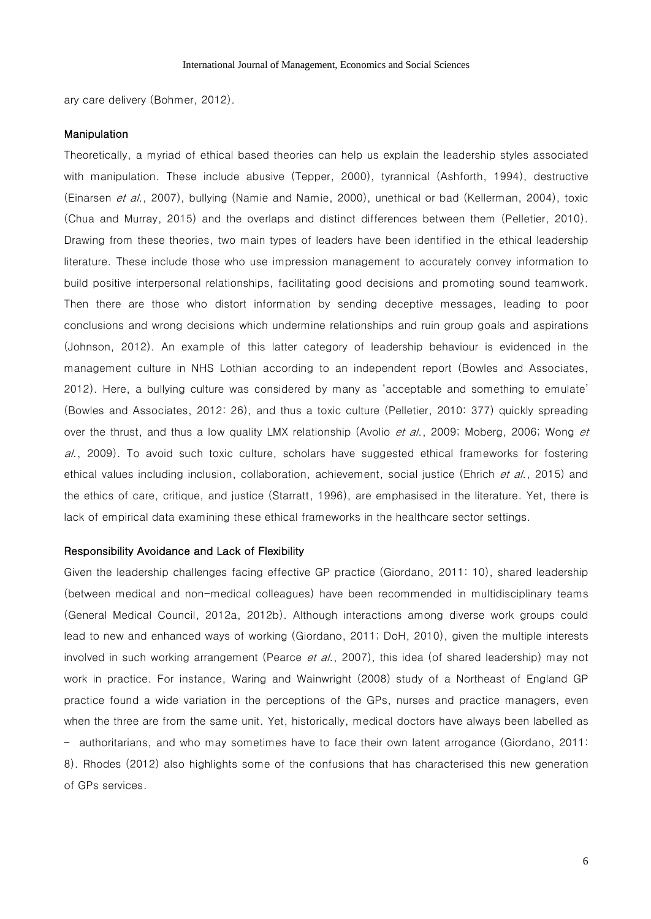ary care delivery (Bohmer, 2012).

### Manipulation

Theoretically, a myriad of ethical based theories can help us explain the leadership styles associated with manipulation. These include abusive (Tepper, 2000), tyrannical (Ashforth, 1994), destructive (Einarsen *et al.*, 2007), bullying (Namie and Namie, 2000), unethical or bad (Kellerman, 2004), toxic (Chua and Murray, 2015) and the overlaps and distinct differences between them (Pelletier, 2010). Drawing from these theories, two main types of leaders have been identified in the ethical leadership literature. These include those who use impression management to accurately convey information to build positive interpersonal relationships, facilitating good decisions and promoting sound teamwork. Then there are those who distort information by sending deceptive messages, leading to poor conclusions and wrong decisions which undermine relationships and ruin group goals and aspirations (Johnson, 2012). An example of this latter category of leadership behaviour is evidenced in the management culture in NHS Lothian according to an independent report (Bowles and Associates, 2012). Here, a bullying culture was considered by many as 'acceptable and something to emulate' (Bowles and Associates, 2012: 26), and thus a toxic culture (Pelletier, 2010: 377) quickly spreading over the thrust, and thus a low quality LMX relationship (Avolio *et al.*, 2009; Moberg, 2006; Wong *et al.*, 2009). To avoid such toxic culture, scholars have suggested ethical frameworks for fostering ethical values including inclusion, collaboration, achievement, social justice (Ehrich *et al.*, 2015) and the ethics of care, critique, and justice (Starratt, 1996), are emphasised in the literature. Yet, there is lack of empirical data examining these ethical frameworks in the healthcare sector settings.

### Responsibility Avoidance and Lack of Flexibility

Given the leadership challenges facing effective GP practice (Giordano, 2011: 10), shared leadership (between medical and non-medical colleagues) have been recommended in multidisciplinary teams (General Medical Council, 2012a, 2012b). Although interactions among diverse work groups could lead to new and enhanced ways of working (Giordano, 2011; DoH, 2010), given the multiple interests involved in such working arrangement (Pearce *et al.*, 2007), this idea (of shared leadership) may not work in practice. For instance, Waring and Wainwright (2008) study of a Northeast of England GP practice found a wide variation in the perceptions of the GPs, nurses and practice managers, even when the three are from the same unit. Yet, historically, medical doctors have always been labelled as – authoritarians, and who may sometimes have to face their own latent arrogance (Giordano, 2011: 8). Rhodes (2012) also highlights some of the confusions that has characterised this new generation of GPs services.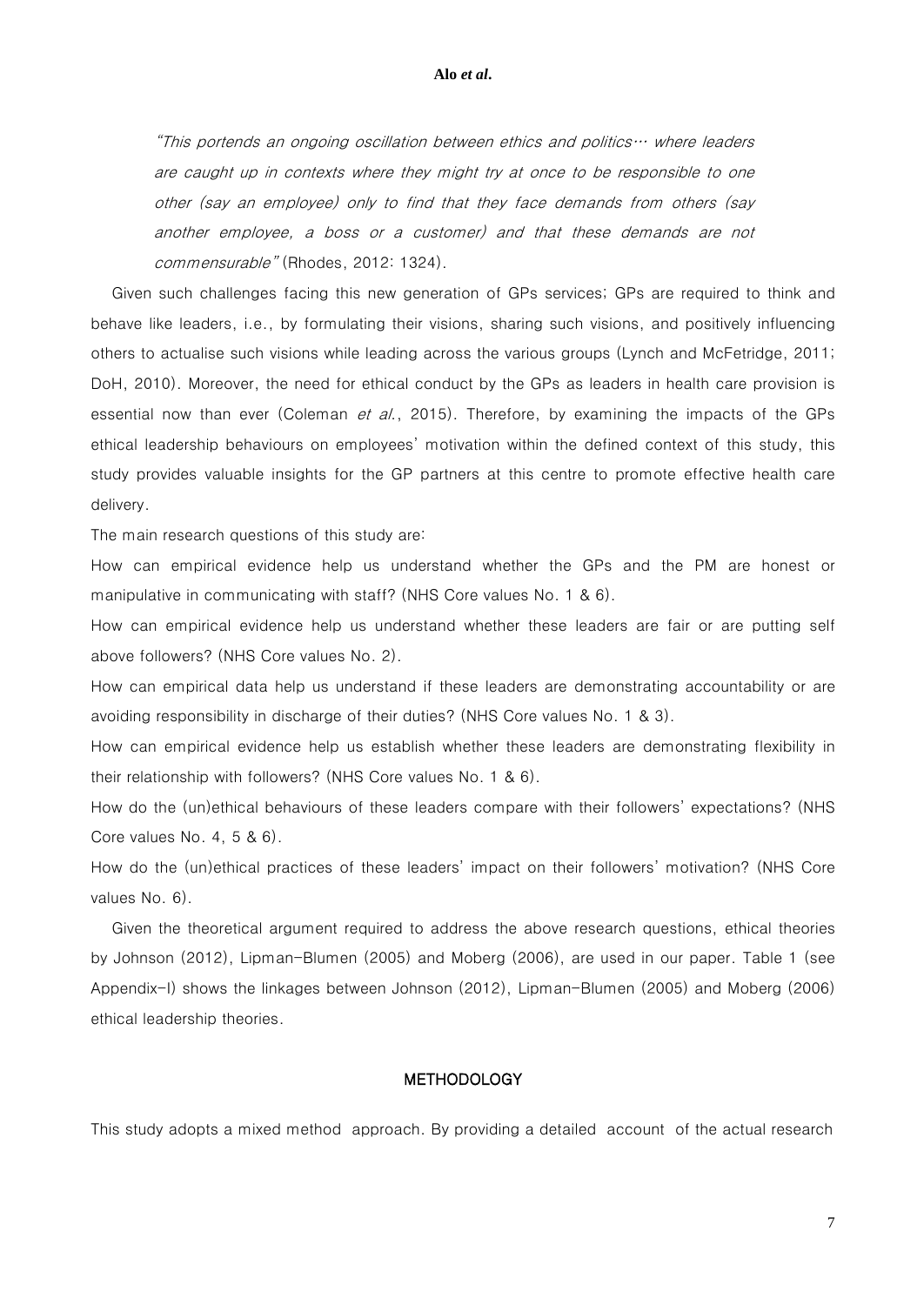> *"This portends an ongoing oscillation between ethics and politics… where leaders are caught up in contexts where they might try at once to be responsible to one other (say an employee) only to find that they face demands from others (say another employee, a boss or a customer) and that these demands are not commensurable"* (Rhodes, 2012: 1324).

Given such challenges facing this new generation of GPs services; GPs are required to think and behave like leaders, i.e., by formulating their visions, sharing such visions, and positively influencing others to actualise such visions while leading across the various groups (Lynch and McFetridge, 2011; DoH, 2010). Moreover, the need for ethical conduct by the GPs as leaders in health care provision is essential now than ever (Coleman *et al.*, 2015). Therefore, by examining the impacts of the GPs ethical leadership behaviours on employees' motivation within the defined context of this study, this study provides valuable insights for the GP partners at this centre to promote effective health care delivery.

The main research questions of this study are:

How can empirical evidence help us understand whether the GPs and the PM are honest or manipulative in communicating with staff? (NHS Core values No. 1 & 6).

How can empirical evidence help us understand whether these leaders are fair or are putting self above followers? (NHS Core values No. 2).

How can empirical data help us understand if these leaders are demonstrating accountability or are avoiding responsibility in discharge of their duties? (NHS Core values No. 1 & 3).

How can empirical evidence help us establish whether these leaders are demonstrating flexibility in their relationship with followers? (NHS Core values No. 1 & 6).

How do the (un)ethical behaviours of these leaders compare with their followers' expectations? (NHS Core values No. 4, 5 & 6).

How do the (un)ethical practices of these leaders' impact on their followers' motivation? (NHS Core values No. 6).

Given the theoretical argument required to address the above research questions, ethical theories by Johnson (2012), Lipman-Blumen (2005) and Moberg (2006), are used in our paper. Table 1 (see Appendix-I) shows the linkages between Johnson (2012), Lipman-Blumen (2005) and Moberg (2006) ethical leadership theories.

## METHODOLOGY

This study adopts a mixed method approach. By providing a detailed account of the actual research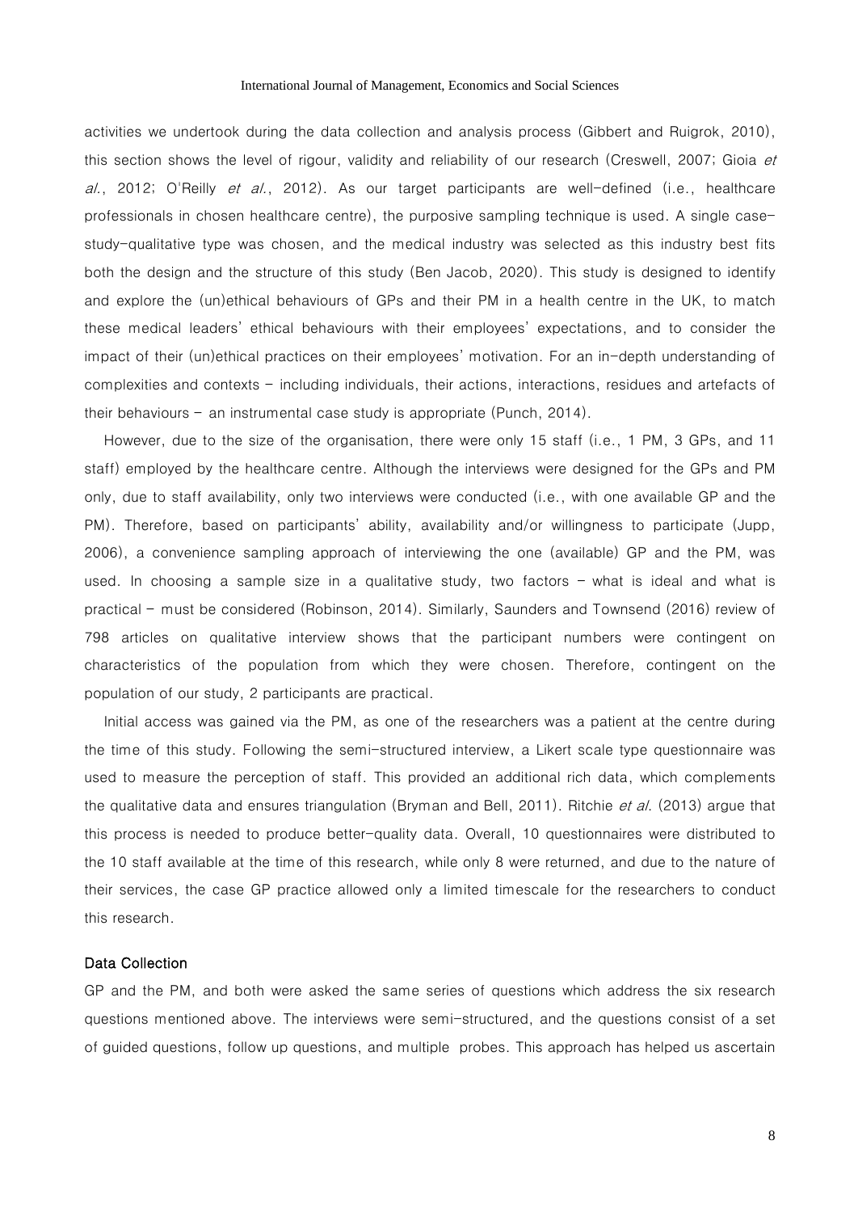activities we undertook during the data collection and analysis process (Gibbert and Ruigrok, 2010), this section shows the level of rigour, validity and reliability of our research (Creswell, 2007; Gioia *et al.*, 2012; O'Reilly *et al.*, 2012). As our target participants are well-defined (i.e., healthcare professionals in chosen healthcare centre), the purposive sampling technique is used. A single case-study-qualitative type was chosen, and the medical industry was selected as this industry best fits both the design and the structure of this study (Ben Jacob, 2020). This study is designed to identify and explore the (un)ethical behaviours of GPs and their PM in a health centre in the UK, to match these medical leaders' ethical behaviours with their employees' expectations, and to consider the impact of their (un)ethical practices on their employees' motivation. For an in-depth understanding of complexities and contexts – including individuals, their actions, interactions, residues and artefacts of their behaviours – an instrumental case study is appropriate (Punch, 2014).

However, due to the size of the organisation, there were only 15 staff (i.e., 1 PM, 3 GPs, and 11 staff) employed by the healthcare centre. Although the interviews were designed for the GPs and PM only, due to staff availability, only two interviews were conducted (i.e., with one available GP and the PM). Therefore, based on participants' ability, availability and/or willingness to participate (Jupp, 2006), a convenience sampling approach of interviewing the one (available) GP and the PM, was used. In choosing a sample size in a qualitative study, two factors – what is ideal and what is practical – must be considered (Robinson, 2014). Similarly, Saunders and Townsend (2016) review of 798 articles on qualitative interview shows that the participant numbers were contingent on characteristics of the population from which they were chosen. Therefore, contingent on the population of our study, 2 participants are practical.

Initial access was gained via the PM, as one of the researchers was a patient at the centre during the time of this study. Following the semi-structured interview, a Likert scale type questionnaire was used to measure the perception of staff. This provided an additional rich data, which complements the qualitative data and ensures triangulation (Bryman and Bell, 2011). Ritchie *et al.* (2013) argue that this process is needed to produce better-quality data. Overall, 10 questionnaires were distributed to the 10 staff available at the time of this research, while only 8 were returned, and due to the nature of their services, the case GP practice allowed only a limited timescale for the researchers to conduct this research.

### Data Collection

GP and the PM, and both were asked the same series of questions which address the six research questions mentioned above. The interviews were semi-structured, and the questions consist of a set of guided questions, follow up questions, and multiple probes. This approach has helped us ascertain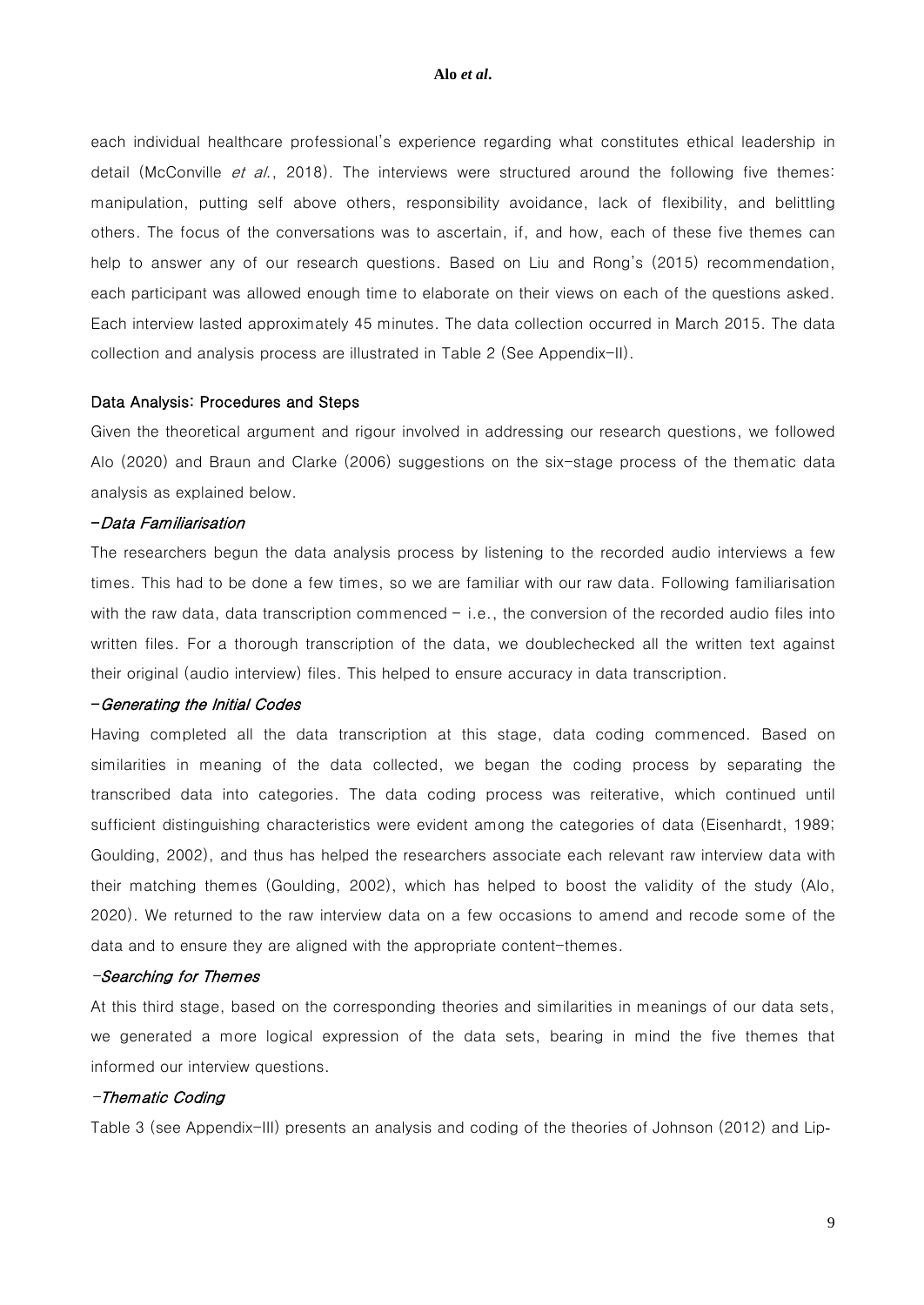each individual healthcare professional's experience regarding what constitutes ethical leadership in detail (McConville *et al.*, 2018). The interviews were structured around the following five themes: manipulation, putting self above others, responsibility avoidance, lack of flexibility, and belittling others. The focus of the conversations was to ascertain, if, and how, each of these five themes can help to answer any of our research questions. Based on Liu and Rong's (2015) recommendation, each participant was allowed enough time to elaborate on their views on each of the questions asked. Each interview lasted approximately 45 minutes. The data collection occurred in March 2015. The data collection and analysis process are illustrated in Table 2 (See Appendix-II).

### Data Analysis: Procedures and Steps

Given the theoretical argument and rigour involved in addressing our research questions, we followed Alo (2020) and Braun and Clarke (2006) suggestions on the six-stage process of the thematic data analysis as explained below.

#### *-Data Familiarisation*

The researchers begun the data analysis process by listening to the recorded audio interviews a few times. This had to be done a few times, so we are familiar with our raw data. Following familiarisation with the raw data, data transcription commenced – i.e., the conversion of the recorded audio files into written files. For a thorough transcription of the data, we doublechecked all the written text against their original (audio interview) files. This helped to ensure accuracy in data transcription.

#### *-Generating the Initial Codes*

Having completed all the data transcription at this stage, data coding commenced. Based on similarities in meaning of the data collected, we began the coding process by separating the transcribed data into categories. The data coding process was reiterative, which continued until sufficient distinguishing characteristics were evident among the categories of data (Eisenhardt, 1989; Goulding, 2002), and thus has helped the researchers associate each relevant raw interview data with their matching themes (Goulding, 2002), which has helped to boost the validity of the study (Alo, 2020). We returned to the raw interview data on a few occasions to amend and recode some of the data and to ensure they are aligned with the appropriate content-themes.

#### *-Searching for Themes*

At this third stage, based on the corresponding theories and similarities in meanings of our data sets, we generated a more logical expression of the data sets, bearing in mind the five themes that informed our interview questions.

#### *-Thematic Coding*

Table 3 (see Appendix-III) presents an analysis and coding of the theories of Johnson (2012) and Lip-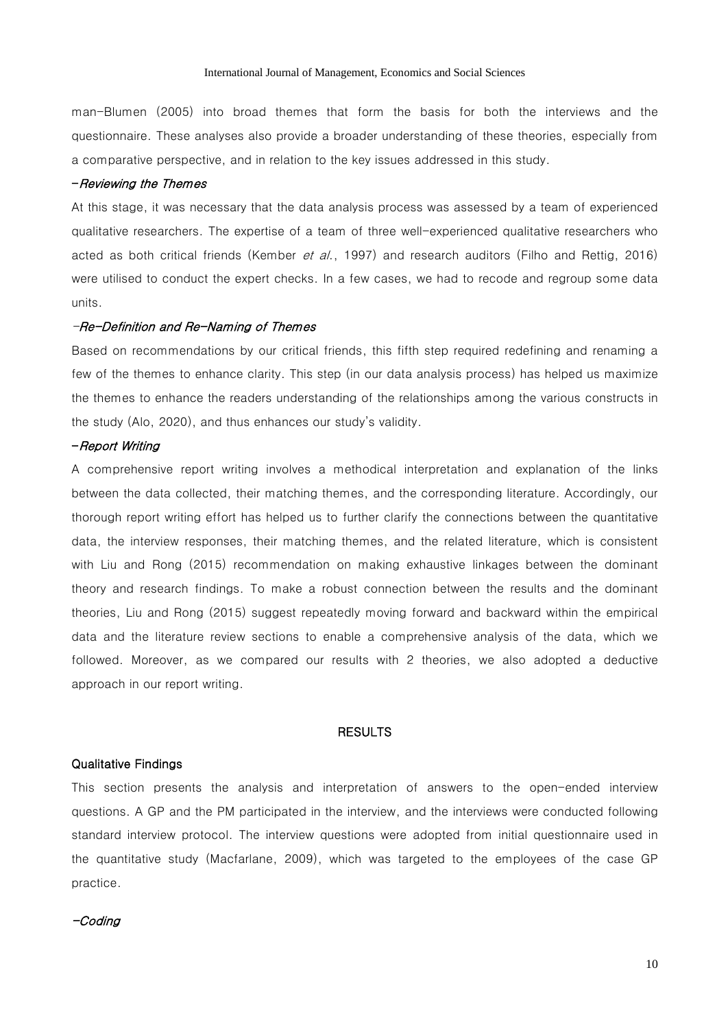man-Blumen (2005) into broad themes that form the basis for both the interviews and the questionnaire. These analyses also provide a broader understanding of these theories, especially from a comparative perspective, and in relation to the key issues addressed in this study.

*-Reviewing the Themes*

At this stage, it was necessary that the data analysis process was assessed by a team of experienced qualitative researchers. The expertise of a team of three well-experienced qualitative researchers who acted as both critical friends (Kember *et al.*, 1997) and research auditors (Filho and Rettig, 2016) were utilised to conduct the expert checks. In a few cases, we had to recode and regroup some data units.

*-Re-Definition and Re-Naming of Themes*

Based on recommendations by our critical friends, this fifth step required redefining and renaming a few of the themes to enhance clarity. This step (in our data analysis process) has helped us maximize the themes to enhance the readers understanding of the relationships among the various constructs in the study (Alo, 2020), and thus enhances our study's validity.

*-Report Writing*

A comprehensive report writing involves a methodical interpretation and explanation of the links between the data collected, their matching themes, and the corresponding literature. Accordingly, our thorough report writing effort has helped us to further clarify the connections between the quantitative data, the interview responses, their matching themes, and the related literature, which is consistent with Liu and Rong (2015) recommendation on making exhaustive linkages between the dominant theory and research findings. To make a robust connection between the results and the dominant theories, Liu and Rong (2015) suggest repeatedly moving forward and backward within the empirical data and the literature review sections to enable a comprehensive analysis of the data, which we followed. Moreover, as we compared our results with 2 theories, we also adopted a deductive approach in our report writing.

## RESULTS

### Qualitative Findings

This section presents the analysis and interpretation of answers to the open-ended interview questions. A GP and the PM participated in the interview, and the interviews were conducted following standard interview protocol. The interview questions were adopted from initial questionnaire used in the quantitative study (Macfarlane, 2009), which was targeted to the employees of the case GP practice.

*-Coding*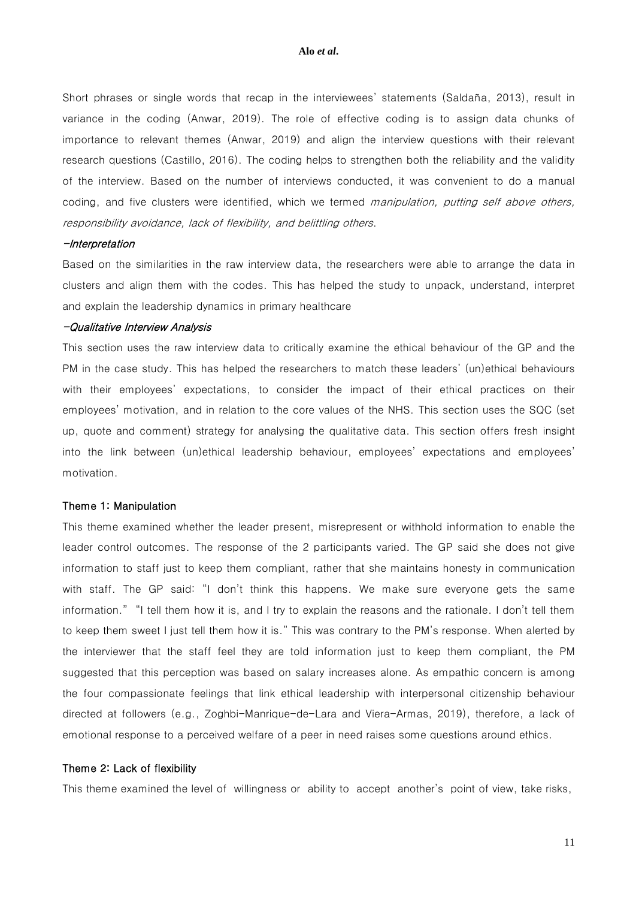Short phrases or single words that recap in the interviewees' statements (Saldaña, 2013), result in variance in the coding (Anwar, 2019). The role of effective coding is to assign data chunks of importance to relevant themes (Anwar, 2019) and align the interview questions with their relevant research questions (Castillo, 2016). The coding helps to strengthen both the reliability and the validity of the interview. Based on the number of interviews conducted, it was convenient to do a manual coding, and five clusters were identified, which we termed *manipulation, putting self above others, responsibility avoidance, lack of flexibility, and belittling others*.

*-Interpretation*

Based on the similarities in the raw interview data, the researchers were able to arrange the data in clusters and align them with the codes. This has helped the study to unpack, understand, interpret and explain the leadership dynamics in primary healthcare

*-Qualitative Interview Analysis*

This section uses the raw interview data to critically examine the ethical behaviour of the GP and the PM in the case study. This has helped the researchers to match these leaders' (un)ethical behaviours with their employees' expectations, to consider the impact of their ethical practices on their employees' motivation, and in relation to the core values of the NHS. This section uses the SQC (set up, quote and comment) strategy for analysing the qualitative data. This section offers fresh insight into the link between (un)ethical leadership behaviour, employees' expectations and employees' motivation.

### Theme 1: Manipulation

This theme examined whether the leader present, misrepresent or withhold information to enable the leader control outcomes. The response of the 2 participants varied. The GP said she does not give information to staff just to keep them compliant, rather that she maintains honesty in communication with staff. The GP said: "I don't think this happens. We make sure everyone gets the same information." "I tell them how it is, and I try to explain the reasons and the rationale. I don't tell them to keep them sweet I just tell them how it is." This was contrary to the PM's response. When alerted by the interviewer that the staff feel they are told information just to keep them compliant, the PM suggested that this perception was based on salary increases alone. As empathic concern is among the four compassionate feelings that link ethical leadership with interpersonal citizenship behaviour directed at followers (e.g., Zoghbi-Manrique-de-Lara and Viera-Armas, 2019), therefore, a lack of emotional response to a perceived welfare of a peer in need raises some questions around ethics.

### Theme 2: Lack of flexibility

This theme examined the level of willingness or ability to accept another's point of view, take risks,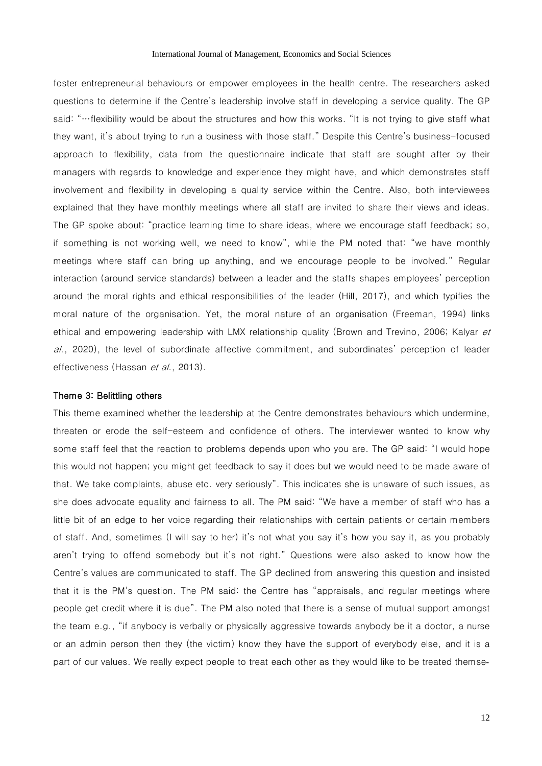foster entrepreneurial behaviours or empower employees in the health centre. The researchers asked questions to determine if the Centre's leadership involve staff in developing a service quality. The GP said: "…flexibility would be about the structures and how this works. "It is not trying to give staff what they want, it's about trying to run a business with those staff." Despite this Centre's business-focused approach to flexibility, data from the questionnaire indicate that staff are sought after by their managers with regards to knowledge and experience they might have, and which demonstrates staff involvement and flexibility in developing a quality service within the Centre. Also, both interviewees explained that they have monthly meetings where all staff are invited to share their views and ideas. The GP spoke about: "practice learning time to share ideas, where we encourage staff feedback; so, if something is not working well, we need to know", while the PM noted that: "we have monthly meetings where staff can bring up anything, and we encourage people to be involved." Regular interaction (around service standards) between a leader and the staffs shapes employees' perception around the moral rights and ethical responsibilities of the leader (Hill, 2017), and which typifies the moral nature of the organisation. Yet, the moral nature of an organisation (Freeman, 1994) links ethical and empowering leadership with LMX relationship quality (Brown and Trevino, 2006; Kalyar *et al.*, 2020), the level of subordinate affective commitment, and subordinates' perception of leader effectiveness (Hassan *et al.*, 2013).

**Theme 3: Belittling others**

This theme examined whether the leadership at the Centre demonstrates behaviours which undermine, threaten or erode the self-esteem and confidence of others. The interviewer wanted to know why some staff feel that the reaction to problems depends upon who you are. The GP said: "I would hope this would not happen; you might get feedback to say it does but we would need to be made aware of that. We take complaints, abuse etc. very seriously". This indicates she is unaware of such issues, as she does advocate equality and fairness to all. The PM said: "We have a member of staff who has a little bit of an edge to her voice regarding their relationships with certain patients or certain members of staff. And, sometimes (I will say to her) it's not what you say it's how you say it, as you probably aren't trying to offend somebody but it's not right." Questions were also asked to know how the Centre's values are communicated to staff. The GP declined from answering this question and insisted that it is the PM's question. The PM said: the Centre has "appraisals, and regular meetings where people get credit where it is due". The PM also noted that there is a sense of mutual support amongst the team e.g., "if anybody is verbally or physically aggressive towards anybody be it a doctor, a nurse or an admin person then they (the victim) know they have the support of everybody else, and it is a part of our values. We really expect people to treat each other as they would like to be treated themse-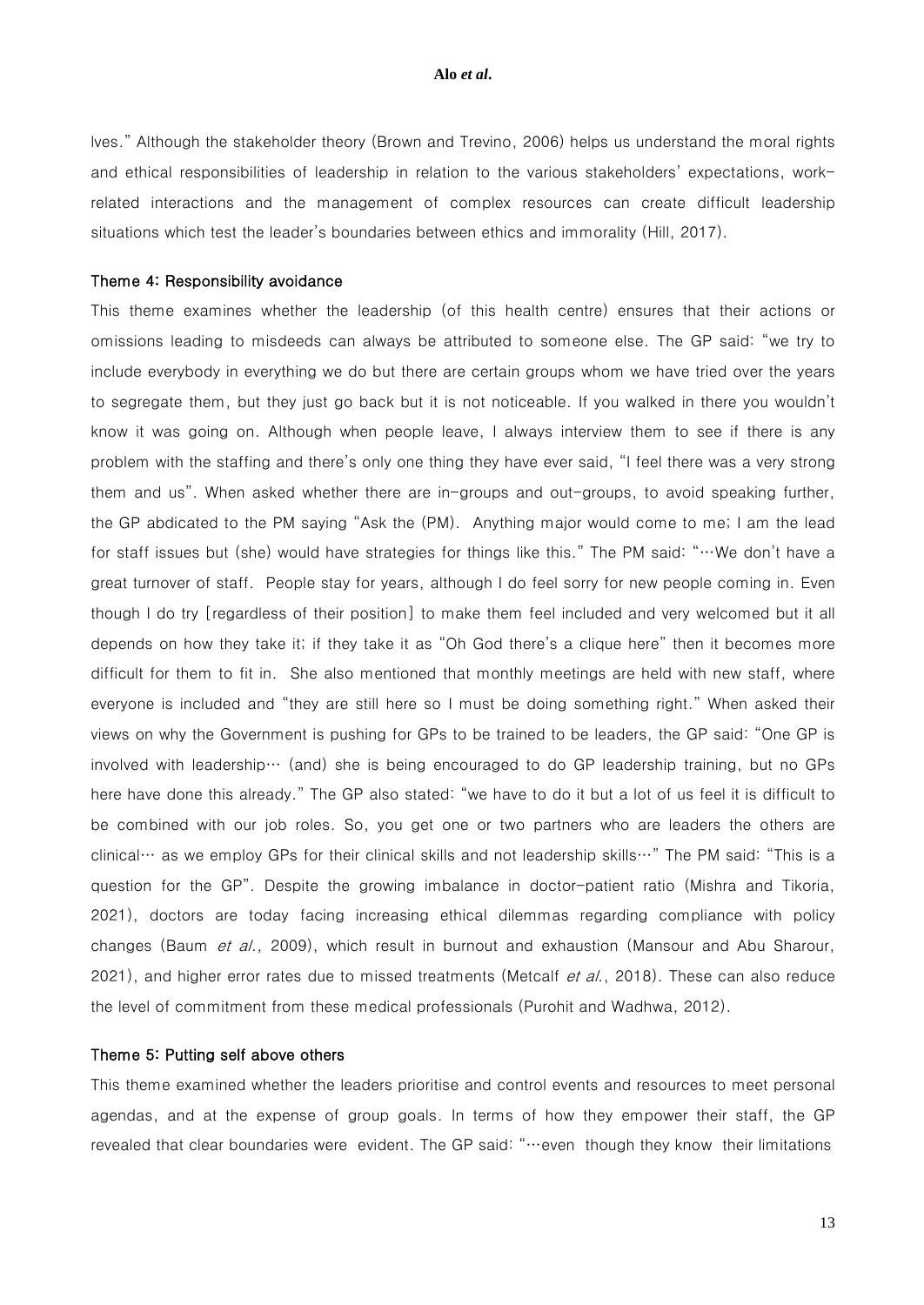lves." Although the stakeholder theory (Brown and Trevino, 2006) helps us understand the moral rights and ethical responsibilities of leadership in relation to the various stakeholders' expectations, work-related interactions and the management of complex resources can create difficult leadership situations which test the leader's boundaries between ethics and immorality (Hill, 2017).

### Theme 4: Responsibility avoidance

This theme examines whether the leadership (of this health centre) ensures that their actions or omissions leading to misdeeds can always be attributed to someone else. The GP said: "we try to include everybody in everything we do but there are certain groups whom we have tried over the years to segregate them, but they just go back but it is not noticeable. If you walked in there you wouldn't know it was going on. Although when people leave, I always interview them to see if there is any problem with the staffing and there's only one thing they have ever said, "I feel there was a very strong them and us". When asked whether there are in-groups and out-groups, to avoid speaking further, the GP abdicated to the PM saying "Ask the (PM). Anything major would come to me; I am the lead for staff issues but (she) would have strategies for things like this." The PM said: "…We don't have a great turnover of staff. People stay for years, although I do feel sorry for new people coming in. Even though I do try [regardless of their position] to make them feel included and very welcomed but it all depends on how they take it; if they take it as "Oh God there's a clique here" then it becomes more difficult for them to fit in. She also mentioned that monthly meetings are held with new staff, where everyone is included and "they are still here so I must be doing something right." When asked their views on why the Government is pushing for GPs to be trained to be leaders, the GP said: "One GP is involved with leadership… (and) she is being encouraged to do GP leadership training, but no GPs here have done this already." The GP also stated: "we have to do it but a lot of us feel it is difficult to be combined with our job roles. So, you get one or two partners who are leaders the others are clinical… as we employ GPs for their clinical skills and not leadership skills…" The PM said: "This is a question for the GP". Despite the growing imbalance in doctor-patient ratio (Mishra and Tikoria, 2021), doctors are today facing increasing ethical dilemmas regarding compliance with policy changes (Baum *et al.,* 2009), which result in burnout and exhaustion (Mansour and Abu Sharour, 2021), and higher error rates due to missed treatments (Metcalf *et al.*, 2018). These can also reduce the level of commitment from these medical professionals (Purohit and Wadhwa, 2012).

### Theme 5: Putting self above others

This theme examined whether the leaders prioritise and control events and resources to meet personal agendas, and at the expense of group goals. In terms of how they empower their staff, the GP revealed that clear boundaries were evident. The GP said: "…even though they know their limitations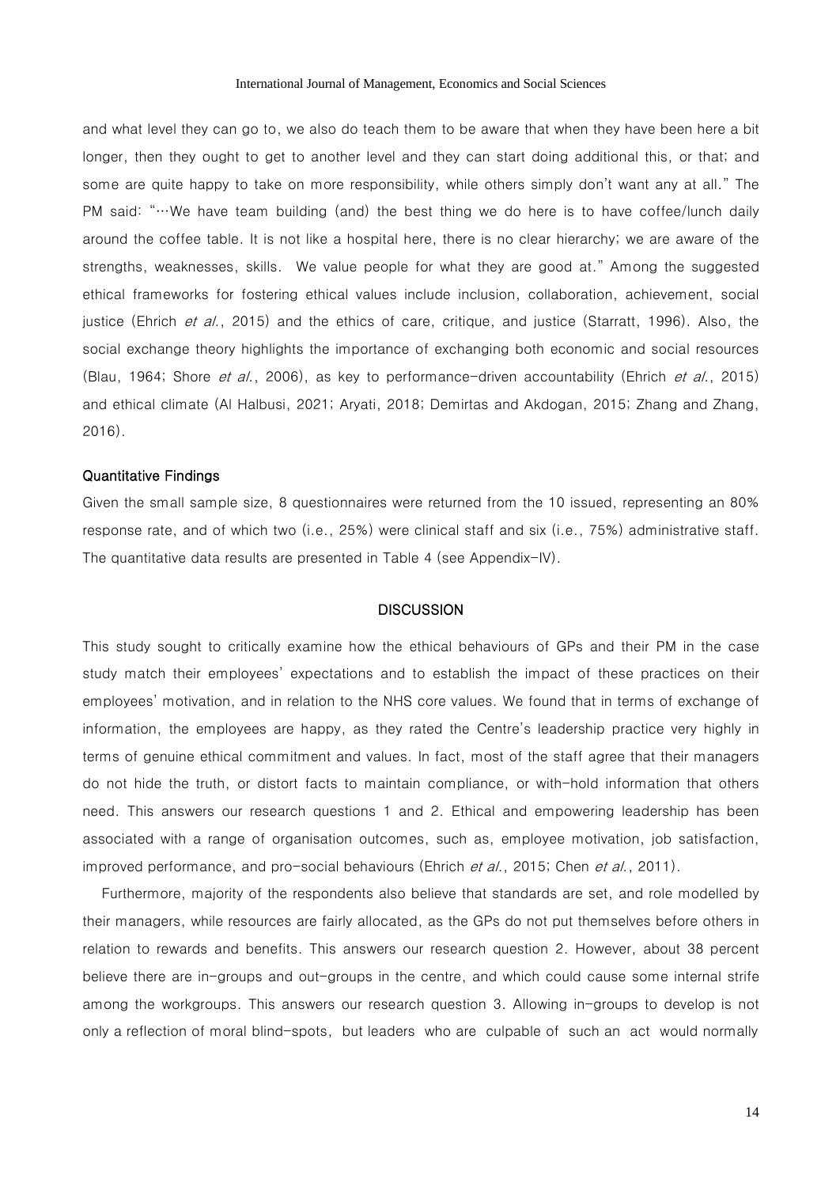and what level they can go to, we also do teach them to be aware that when they have been here a bit longer, then they ought to get to another level and they can start doing additional this, or that; and some are quite happy to take on more responsibility, while others simply don't want any at all." The PM said: "…We have team building (and) the best thing we do here is to have coffee/lunch daily around the coffee table. It is not like a hospital here, there is no clear hierarchy; we are aware of the strengths, weaknesses, skills. We value people for what they are good at." Among the suggested ethical frameworks for fostering ethical values include inclusion, collaboration, achievement, social justice (Ehrich *et al.*, 2015) and the ethics of care, critique, and justice (Starratt, 1996). Also, the social exchange theory highlights the importance of exchanging both economic and social resources (Blau, 1964; Shore *et al.*, 2006), as key to performance-driven accountability (Ehrich *et al.*, 2015) and ethical climate (Al Halbusi, 2021; Aryati, 2018; Demirtas and Akdogan, 2015; Zhang and Zhang, 2016).

### Quantitative Findings

Given the small sample size, 8 questionnaires were returned from the 10 issued, representing an 80% response rate, and of which two (i.e., 25%) were clinical staff and six (i.e., 75%) administrative staff. The quantitative data results are presented in Table 4 (see Appendix-IV).

## DISCUSSION

This study sought to critically examine how the ethical behaviours of GPs and their PM in the case study match their employees' expectations and to establish the impact of these practices on their employees' motivation, and in relation to the NHS core values. We found that in terms of exchange of information, the employees are happy, as they rated the Centre's leadership practice very highly in terms of genuine ethical commitment and values. In fact, most of the staff agree that their managers do not hide the truth, or distort facts to maintain compliance, or with-hold information that others need. This answers our research questions 1 and 2. Ethical and empowering leadership has been associated with a range of organisation outcomes, such as, employee motivation, job satisfaction, improved performance, and pro-social behaviours (Ehrich *et al.*, 2015; Chen *et al.*, 2011).

Furthermore, majority of the respondents also believe that standards are set, and role modelled by their managers, while resources are fairly allocated, as the GPs do not put themselves before others in relation to rewards and benefits. This answers our research question 2. However, about 38 percent believe there are in-groups and out-groups in the centre, and which could cause some internal strife among the workgroups. This answers our research question 3. Allowing in-groups to develop is not only a reflection of moral blind-spots, but leaders who are culpable of such an act would normally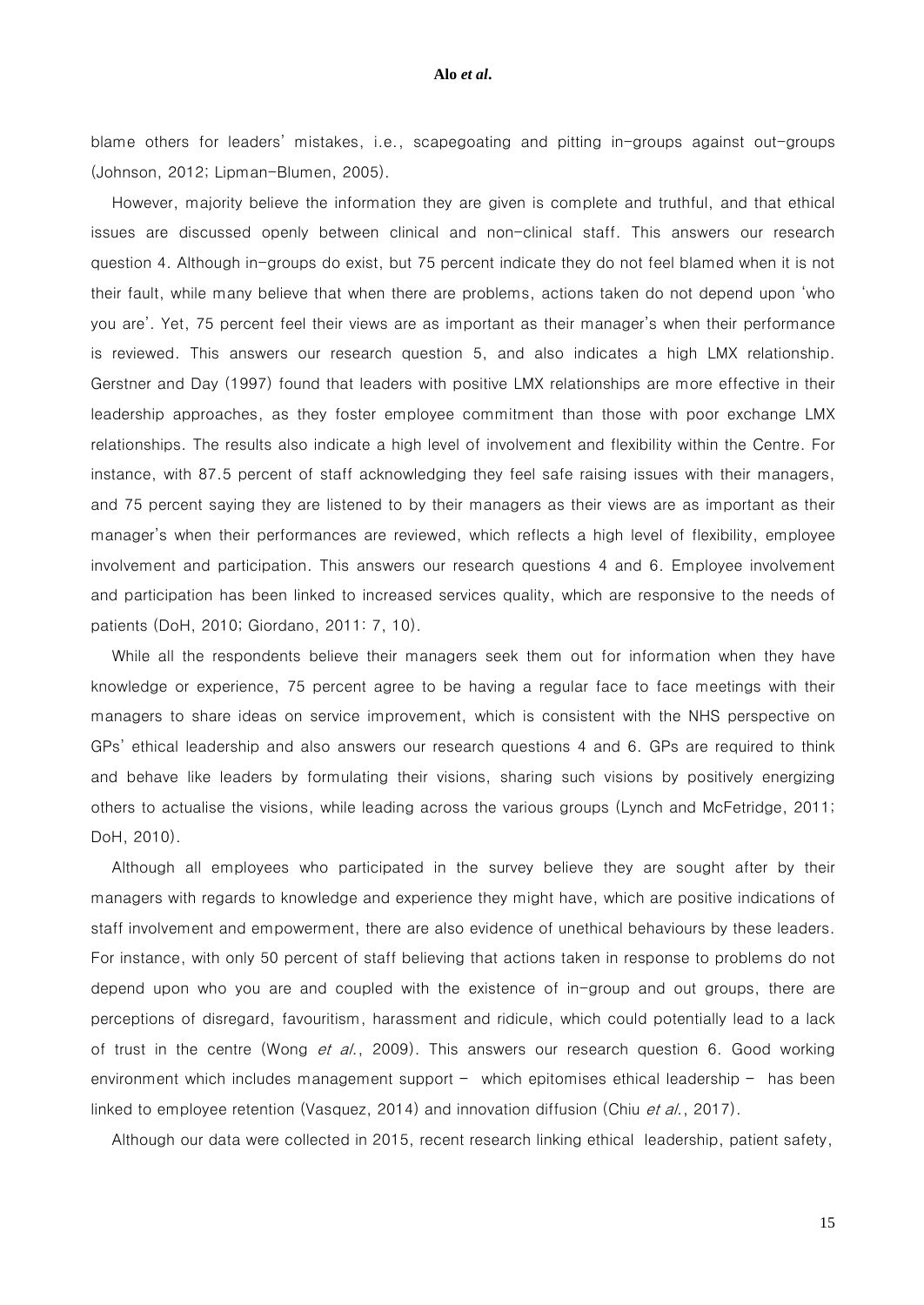blame others for leaders' mistakes, i.e., scapegoating and pitting in-groups against out-groups (Johnson, 2012; Lipman-Blumen, 2005).

However, majority believe the information they are given is complete and truthful, and that ethical issues are discussed openly between clinical and non-clinical staff. This answers our research question 4. Although in-groups do exist, but 75 percent indicate they do not feel blamed when it is not their fault, while many believe that when there are problems, actions taken do not depend upon 'who you are'. Yet, 75 percent feel their views are as important as their manager's when their performance is reviewed. This answers our research question 5, and also indicates a high LMX relationship. Gerstner and Day (1997) found that leaders with positive LMX relationships are more effective in their leadership approaches, as they foster employee commitment than those with poor exchange LMX relationships. The results also indicate a high level of involvement and flexibility within the Centre. For instance, with 87.5 percent of staff acknowledging they feel safe raising issues with their managers, and 75 percent saying they are listened to by their managers as their views are as important as their manager's when their performances are reviewed, which reflects a high level of flexibility, employee involvement and participation. This answers our research questions 4 and 6. Employee involvement and participation has been linked to increased services quality, which are responsive to the needs of patients (DoH, 2010; Giordano, 2011: 7, 10).

While all the respondents believe their managers seek them out for information when they have knowledge or experience, 75 percent agree to be having a regular face to face meetings with their managers to share ideas on service improvement, which is consistent with the NHS perspective on GPs' ethical leadership and also answers our research questions 4 and 6. GPs are required to think and behave like leaders by formulating their visions, sharing such visions by positively energizing others to actualise the visions, while leading across the various groups (Lynch and McFetridge, 2011; DoH, 2010).

Although all employees who participated in the survey believe they are sought after by their managers with regards to knowledge and experience they might have, which are positive indications of staff involvement and empowerment, there are also evidence of unethical behaviours by these leaders. For instance, with only 50 percent of staff believing that actions taken in response to problems do not depend upon who you are and coupled with the existence of in-group and out groups, there are perceptions of disregard, favouritism, harassment and ridicule, which could potentially lead to a lack of trust in the centre (Wong *et al.*, 2009). This answers our research question 6. Good working environment which includes management support – which epitomises ethical leadership – has been linked to employee retention (Vasquez, 2014) and innovation diffusion (Chiu *et al.*, 2017).

Although our data were collected in 2015, recent research linking ethical leadership, patient safety,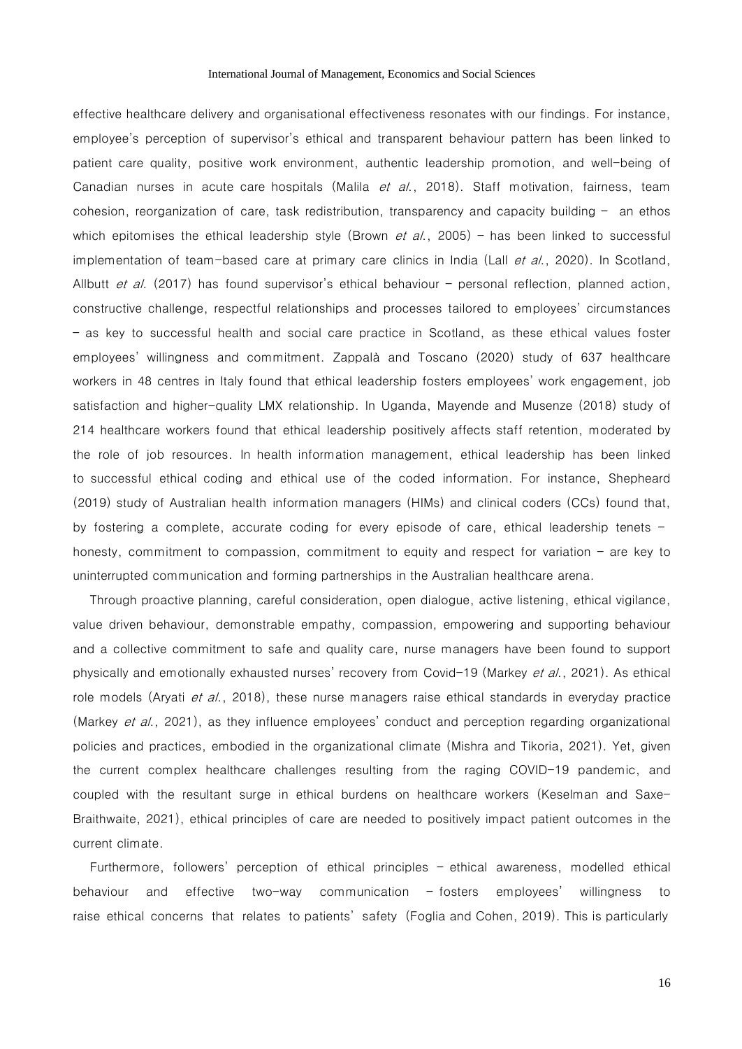effective healthcare delivery and organisational effectiveness resonates with our findings. For instance, employee's perception of supervisor's ethical and transparent behaviour pattern has been linked to patient care quality, positive work environment, authentic leadership promotion, and well-being of Canadian nurses in acute care hospitals (Malila *et al.*, 2018). Staff motivation, fairness, team cohesion, reorganization of care, task redistribution, transparency and capacity building – an ethos which epitomises the ethical leadership style (Brown *et al.*, 2005) – has been linked to successful implementation of team-based care at primary care clinics in India (Lall *et al.*, 2020). In Scotland, Allbutt *et al.* (2017) has found supervisor's ethical behaviour – personal reflection, planned action, constructive challenge, respectful relationships and processes tailored to employees' circumstances – as key to successful health and social care practice in Scotland, as these ethical values foster employees' willingness and commitment. Zappalà and Toscano (2020) study of 637 healthcare workers in 48 centres in Italy found that ethical leadership fosters employees' work engagement, job satisfaction and higher-quality LMX relationship. In Uganda, Mayende and Musenze (2018) study of 214 healthcare workers found that ethical leadership positively affects staff retention, moderated by the role of job resources. In health information management, ethical leadership has been linked to successful ethical coding and ethical use of the coded information. For instance, Shepheard (2019) study of Australian health information managers (HIMs) and clinical coders (CCs) found that, by fostering a complete, accurate coding for every episode of care, ethical leadership tenets – honesty, commitment to compassion, commitment to equity and respect for variation – are key to uninterrupted communication and forming partnerships in the Australian healthcare arena.

Through proactive planning, careful consideration, open dialogue, active listening, ethical vigilance, value driven behaviour, demonstrable empathy, compassion, empowering and supporting behaviour and a collective commitment to safe and quality care, nurse managers have been found to support physically and emotionally exhausted nurses' recovery from Covid-19 (Markey *et al.*, 2021). As ethical role models (Aryati *et al.*, 2018), these nurse managers raise ethical standards in everyday practice (Markey *et al.*, 2021), as they influence employees' conduct and perception regarding organizational policies and practices, embodied in the organizational climate (Mishra and Tikoria, 2021). Yet, given the current complex healthcare challenges resulting from the raging COVID-19 pandemic, and coupled with the resultant surge in ethical burdens on healthcare workers (Keselman and Saxe-Braithwaite, 2021), ethical principles of care are needed to positively impact patient outcomes in the current climate.

Furthermore, followers' perception of ethical principles – ethical awareness, modelled ethical behaviour and effective two-way communication – fosters employees' willingness to raise ethical concerns that relates to patients' safety (Foglia and Cohen, 2019). This is particularly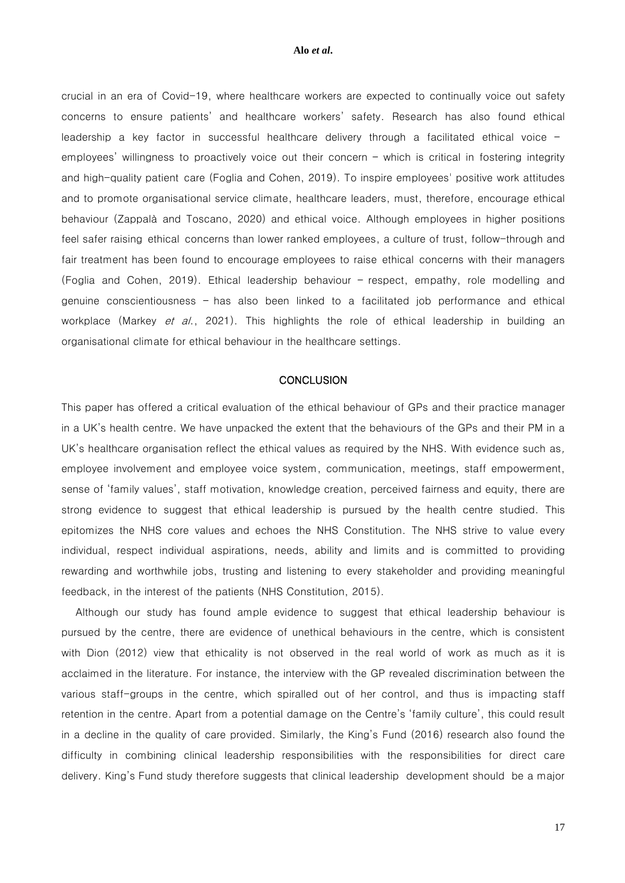crucial in an era of Covid-19, where healthcare workers are expected to continually voice out safety concerns to ensure patients' and healthcare workers' safety. Research has also found ethical leadership a key factor in successful healthcare delivery through a facilitated ethical voice – employees' willingness to proactively voice out their concern – which is critical in fostering integrity and high-quality patient care (Foglia and Cohen, 2019). To inspire employees' positive work attitudes and to promote organisational service climate, healthcare leaders, must, therefore, encourage ethical behaviour (Zappalà and Toscano, 2020) and ethical voice. Although employees in higher positions feel safer raising ethical concerns than lower ranked employees, a culture of trust, follow-through and fair treatment has been found to encourage employees to raise ethical concerns with their managers (Foglia and Cohen, 2019). Ethical leadership behaviour – respect, empathy, role modelling and genuine conscientiousness – has also been linked to a facilitated job performance and ethical workplace (Markey *et al.*, 2021). This highlights the role of ethical leadership in building an organisational climate for ethical behaviour in the healthcare settings.

## CONCLUSION

This paper has offered a critical evaluation of the ethical behaviour of GPs and their practice manager in a UK's health centre. We have unpacked the extent that the behaviours of the GPs and their PM in a UK's healthcare organisation reflect the ethical values as required by the NHS. With evidence such as, employee involvement and employee voice system, communication, meetings, staff empowerment, sense of 'family values', staff motivation, knowledge creation, perceived fairness and equity, there are strong evidence to suggest that ethical leadership is pursued by the health centre studied. This epitomizes the NHS core values and echoes the NHS Constitution. The NHS strive to value every individual, respect individual aspirations, needs, ability and limits and is committed to providing rewarding and worthwhile jobs, trusting and listening to every stakeholder and providing meaningful feedback, in the interest of the patients (NHS Constitution, 2015).

Although our study has found ample evidence to suggest that ethical leadership behaviour is pursued by the centre, there are evidence of unethical behaviours in the centre, which is consistent with Dion (2012) view that ethicality is not observed in the real world of work as much as it is acclaimed in the literature. For instance, the interview with the GP revealed discrimination between the various staff-groups in the centre, which spiralled out of her control, and thus is impacting staff retention in the centre. Apart from a potential damage on the Centre's 'family culture', this could result in a decline in the quality of care provided. Similarly, the King's Fund (2016) research also found the difficulty in combining clinical leadership responsibilities with the responsibilities for direct care delivery. King's Fund study therefore suggests that clinical leadership development should be a major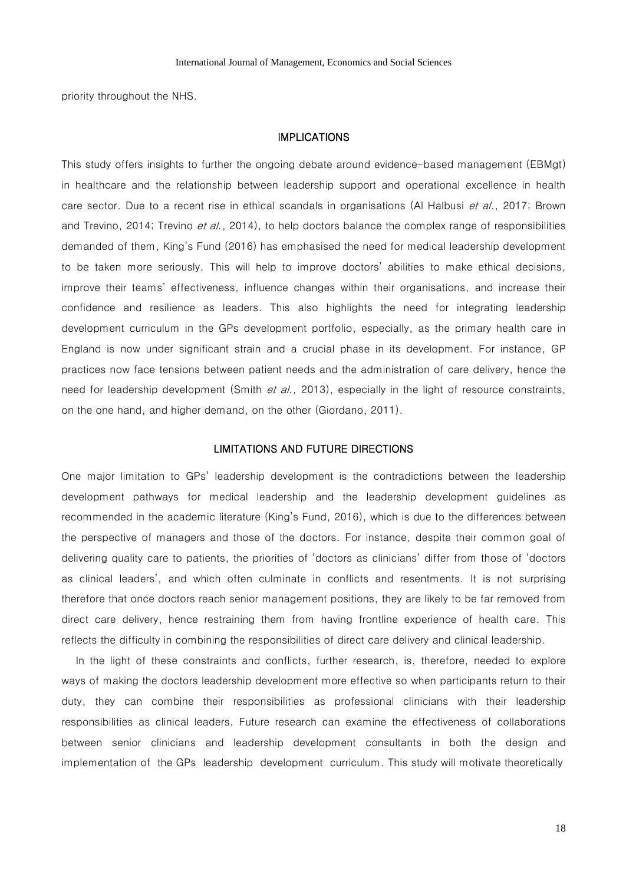priority throughout the NHS.

## IMPLICATIONS

This study offers insights to further the ongoing debate around evidence-based management (EBMgt) in healthcare and the relationship between leadership support and operational excellence in health care sector. Due to a recent rise in ethical scandals in organisations (Al Halbusi *et al.*, 2017; Brown and Trevino, 2014; Trevino *et al.*, 2014), to help doctors balance the complex range of responsibilities demanded of them, King's Fund (2016) has emphasised the need for medical leadership development to be taken more seriously. This will help to improve doctors' abilities to make ethical decisions, improve their teams' effectiveness, influence changes within their organisations, and increase their confidence and resilience as leaders. This also highlights the need for integrating leadership development curriculum in the GPs development portfolio, especially, as the primary health care in England is now under significant strain and a crucial phase in its development. For instance, GP practices now face tensions between patient needs and the administration of care delivery, hence the need for leadership development (Smith *et al.,* 2013), especially in the light of resource constraints, on the one hand, and higher demand, on the other (Giordano, 2011).

## LIMITATIONS AND FUTURE DIRECTIONS

One major limitation to GPs' leadership development is the contradictions between the leadership development pathways for medical leadership and the leadership development guidelines as recommended in the academic literature (King's Fund, 2016), which is due to the differences between the perspective of managers and those of the doctors. For instance, despite their common goal of delivering quality care to patients, the priorities of 'doctors as clinicians' differ from those of 'doctors as clinical leaders', and which often culminate in conflicts and resentments. It is not surprising therefore that once doctors reach senior management positions, they are likely to be far removed from direct care delivery, hence restraining them from having frontline experience of health care. This reflects the difficulty in combining the responsibilities of direct care delivery and clinical leadership.

In the light of these constraints and conflicts, further research, is, therefore, needed to explore ways of making the doctors leadership development more effective so when participants return to their duty, they can combine their responsibilities as professional clinicians with their leadership responsibilities as clinical leaders. Future research can examine the effectiveness of collaborations between senior clinicians and leadership development consultants in both the design and implementation of the GPs leadership development curriculum. This study will motivate theoretically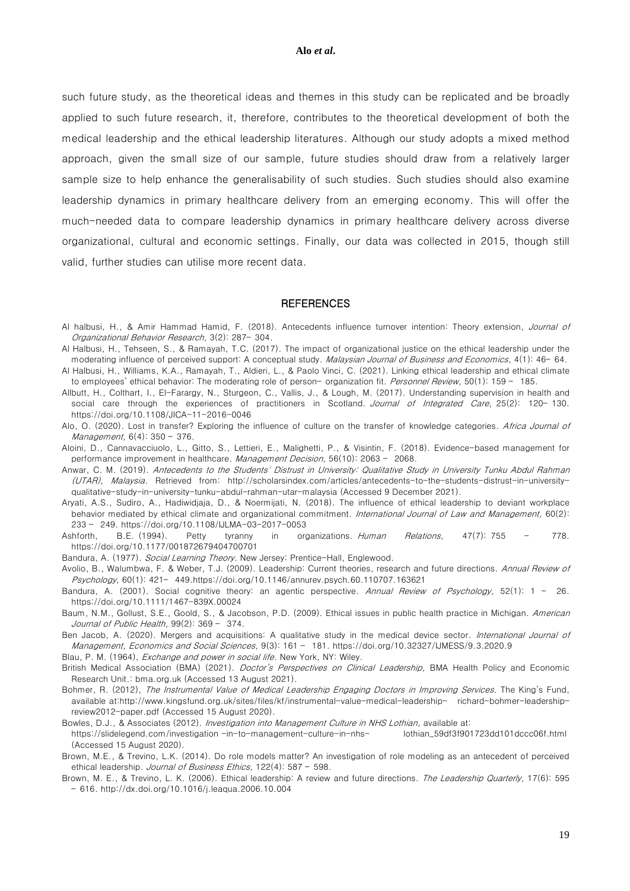such future study, as the theoretical ideas and themes in this study can be replicated and be broadly applied to such future research, it, therefore, contributes to the theoretical development of both the medical leadership and the ethical leadership literatures. Although our study adopts a mixed method approach, given the small size of our sample, future studies should draw from a relatively larger sample size to help enhance the generalisability of such studies. Such studies should also examine leadership dynamics in primary healthcare delivery from an emerging economy. This will offer the much-needed data to compare leadership dynamics in primary healthcare delivery across diverse organizational, cultural and economic settings. Finally, our data was collected in 2015, though still valid, further studies can utilise more recent data.

## REFERENCES

Al halbusi, H., & Amir Hammad Hamid, F. (2018). Antecedents influence turnover intention: Theory extension, *Journal of Organizational Behavior Research*, 3(2): 287– 304.

Al Halbusi, H., Tehseen, S., & Ramayah, T.C. (2017). The impact of organizational justice on the ethical leadership under the moderating influence of perceived support: A conceptual study. *Malaysian Journal of Business and Economics*, 4(1): 46– 64.

Al Halbusi, H., Williams, K.A., Ramayah, T., Aldieri, L., & Paolo Vinci, C. (2021). Linking ethical leadership and ethical climate to employees' ethical behavior: The moderating role of person– organization fit. *Personnel Review*, 50(1): 159 – 185.

Allbutt, H., Colthart, I., El-Farargy, N., Sturgeon, C., Vallis, J., & Lough, M. (2017). Understanding supervision in health and social care through the experiences of practitioners in Scotland. *Journal of Integrated Care*, 25(2): 120– 130. https://doi.org/10.1108/JICA-11-2016-0046

Alo, O. (2020). Lost in transfer? Exploring the influence of culture on the transfer of knowledge categories. *Africa Journal of Management*, 6(4): 350 – 376.

Aloini, D., Cannavacciuolo, L., Gitto, S., Lettieri, E., Malighetti, P., & Visintin, F. (2018). Evidence-based management for performance improvement in healthcare. *Management Decision*, 56(10): 2063 – 2068.

Anwar, C. M. (2019). *Antecedents to the Students' Distrust in University: Qualitative Study in University Tunku Abdul Rahman (UTAR), Malaysia*. Retrieved from: http://scholarsindex.com/articles/antecedents-to-the-students-distrust-in-university-qualitative-study-in-university-tunku-abdul-rahman-utar-malaysia (Accessed 9 December 2021).

Aryati, A.S., Sudiro, A., Hadiwidjaja, D., & Noermijati, N. (2018). The influence of ethical leadership to deviant workplace behavior mediated by ethical climate and organizational commitment. *International Journal of Law and Management*, 60(2): 233 – 249. https://doi.org/10.1108/IJLMA-03-2017-0053

Ashforth, B.E. (1994). Petty tyranny in organizations. *Human Relations*, 47(7): 755 – 778. https://doi.org/10.1177/001872679404700701

Bandura, A. (1977). *Social Learning Theory*. New Jersey: Prentice-Hall, Englewood.

Avolio, B., Walumbwa, F. & Weber, T.J. (2009). Leadership: Current theories, research and future directions. *Annual Review of Psychology*, 60(1): 421– 449.https://doi.org/10.1146/annurev.psych.60.110707.163621

Bandura, A. (2001). Social cognitive theory: an agentic perspective. *Annual Review of Psychology*, 52(1): 1 – 26. https://doi.org/10.1111/1467-839X.00024

Baum, N.M., Gollust, S.E., Goold, S., & Jacobson, P.D. (2009). Ethical issues in public health practice in Michigan. *American Journal of Public Health*, 99(2): 369 – 374.

Ben Jacob, A. (2020). Mergers and acquisitions: A qualitative study in the medical device sector. *International Journal of Management, Economics and Social Sciences*, 9(3): 161 – 181. https://doi.org/10.32327/IJMESS/9.3.2020.9

Blau, P. M. (1964), *Exchange and power in social life*. New York, NY: Wiley.

British Medical Association (BMA) (2021). *Doctor's Perspectives on Clinical Leadership*, BMA Health Policy and Economic Research Unit.: bma.org.uk (Accessed 13 August 2021).

Bohmer, R. (2012), *The Instrumental Value of Medical Leadership Engaging Doctors in Improving Services*. The King's Fund, available at:http://www.kingsfund.org.uk/sites/files/kf/instrumental-value-medical-leadership- richard-bohmer-leadership-review2012-paper.pdf (Accessed 15 August 2020).

Bowles, D.J., & Associates (2012). *Investigation into Management Culture in NHS Lothian*, available at: https://slidelegend.com/investigation -in-to-management-culture-in-nhs- lothian_59df3f901723dd101dccc06f.html (Accessed 15 August 2020).

Brown, M.E., & Trevino, L.K. (2014). Do role models matter? An investigation of role modeling as an antecedent of perceived ethical leadership. *Journal of Business Ethics*, 122(4): 587 – 598.

Brown, M. E., & Trevino, L. K. (2006). Ethical leadership: A review and future directions. *The Leadership Quarterly*, 17(6): 595 – 616. http://dx.doi.org/10.1016/j.leaqua.2006.10.004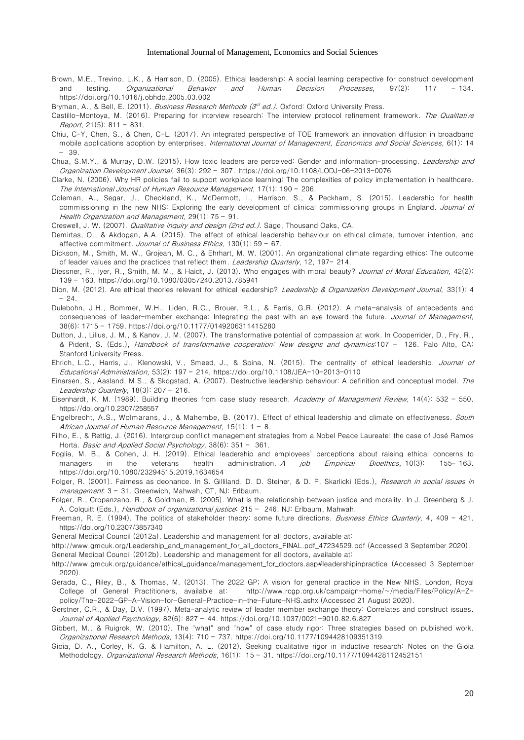Brown, M.E., Trevino, L.K., & Harrison, D. (2005). Ethical leadership: A social learning perspective for construct development and testing. *Organizational Behavior and Human Decision Processes,* 97(2): 117 – 134. https://doi.org/10.1016/j.obhdp.2005.03.002

Bryman, A., & Bell, E. (2011). *Business Research Methods (3rd ed.)*. Oxford: Oxford University Press.

Castillo-Montoya, M. (2016). Preparing for interview research: The interview protocol refinement framework. *The Qualitative Report*, 21(5): 811 – 831.

Chiu, C-Y, Chen, S., & Chen, C-L. (2017). An integrated perspective of TOE framework an innovation diffusion in broadband mobile applications adoption by enterprises. *International Journal of Management, Economics and Social Sciences*, 6(1): 14 – 39.

Chua, S.M.Y., & Murray, D.W. (2015). How toxic leaders are perceived: Gender and information-processing. *Leadership and Organization Development Journal*, 36(3): 292 – 307. https://doi.org/10.1108/LODJ-06-2013-0076

Clarke, N. (2006). Why HR policies fail to support workplace learning: The complexities of policy implementation in healthcare. *The International Journal of Human Resource Management*, 17(1): 190 – 206.

Coleman, A., Segar, J., Checkland, K., McDermott, I., Harrison, S., & Peckham, S. (2015). Leadership for health commissioning in the new NHS: Exploring the early development of clinical commissioning groups in England. *Journal of Health Organization and Management*, 29(1): 75 – 91.

Creswell, J. W. (2007). *Qualitative inquiry and design (2nd ed.)*. Sage, Thousand Oaks, CA.

Demirtas, O., & Akdogan, A.A. (2015). The effect of ethical leadership behaviour on ethical climate, turnover intention, and affective commitment. *Journal of Business Ethics,* 130(1): 59 – 67.

Dickson, M., Smith, M. W., Grojean, M. C., & Ehrhart, M. W. (2001). An organizational climate regarding ethics: The outcome of leader values and the practices that reflect them. *Leadership Quarterly,* 12, 197– 214.

Diessner, R., Iyer, R., Smith, M. M., & Haidt, J. (2013). Who engages with moral beauty? *Journal of Moral Education,* 42(2): 139 – 163. https://doi.org/10.1080/03057240.2013.785941

Dion, M. (2012). Are ethical theories relevant for ethical leadership? *Leadership & Organization Development Journal*, 33(1): 4 – 24.

Dulebohn, J.H., Bommer, W.H., Liden, R.C., Brouer, R.L., & Ferris, G.R. (2012). A meta-analysis of antecedents and consequences of leader-member exchange: Integrating the past with an eye toward the future. *Journal of Management*, 38(6): 1715 – 1759. https://doi.org/10.1177/0149206311415280

Dutton, J., Lilius, J. M., & Kanov, J. M. (2007). The transformative potential of compassion at work. In Cooperrider, D., Fry, R., & Piderit, S. (Eds.), *Handbook of transformative cooperation: New designs and dynamics*:107 – 126. Palo Alto, CA: Stanford University Press.

Ehrich, L.C., Harris, J., Klenowski, V., Smeed, J., & Spina, N. (2015). The centrality of ethical leadership. *Journal of Educational Administration,* 53(2): 197 – 214. https://doi.org/10.1108/JEA-10-2013-0110

Einarsen, S., Aasland, M.S., & Skogstad, A. (2007). Destructive leadership behaviour: A definition and conceptual model. *The Leadership Quarterly,* 18(3): 207 – 216.

Eisenhardt, K. M. (1989). Building theories from case study research. *Academy of Management Review*, 14(4): 532 – 550. https://doi.org/10.2307/258557

Engelbrecht, A.S., Wolmarans, J., & Mahembe, B. (2017). Effect of ethical leadership and climate on effectiveness. *South African Journal of Human Resource Management*, 15(1): 1 – 8.

Filho, E., & Rettig, J. (2016). Intergroup conflict management strategies from a Nobel Peace Laureate: the case of José Ramos Horta. *Basic and Applied Social Psychology,* 38(6): 351 – 361.

Foglia, M. B., & Cohen, J. H. (2019). Ethical leadership and employees' perceptions about raising ethical concerns to managers in the veterans health administration. *A job Empirical Bioethics*, 10(3): 155– 163. https://doi.org/10.1080/23294515.2019.1634654

Folger, R. (2001). Fairness as deonance. In S. Gilliland, D. D. Steiner, & D. P. Skarlicki (Eds.), *Research in social issues in management*: 3 – 31. Greenwich, Mahwah, CT, NJ: Erlbaum.

Folger, R., Cropanzano, R., & Goldman, B. (2005). What is the relationship between justice and morality. In J. Greenberg & J. A. Colquitt (Eds.), *Handbook of organizational justice*: 215 – 246. NJ: Erlbaum, Mahwah.

Freeman, R. E. (1994). The politics of stakeholder theory: some future directions. *Business Ethics Quarterly,* 4, 409 – 421. https://doi.org/10.2307/3857340

General Medical Council (2012a). Leadership and management for all doctors, available at:
http://www.gmcuk.org/Leadership_and_management_for_all_doctors_FINAL.pdf_47234529.pdf (Accessed 3 September 2020).

General Medical Council (2012b). Leadership and management for all doctors, available at:
http://www.gmcuk.org/guidance/ethical_guidance/management_for_doctors.asp#leadershipinpractice (Accessed 3 September 2020).

Gerada, C., Riley, B., & Thomas, M. (2013). The 2022 GP; A vision for general practice in the New NHS. London, Royal College of General Practitioners, available at: http://www.rcgp.org.uk/campaign-home/~/media/Files/Policy/A-Z-policy/The-2022-GP-A-Vision-for-General-Practice-in-the-Future-NHS.ashx (Accessed 21 August 2020).

Gerstner, C.R., & Day, D.V. (1997). Meta-analytic review of leader member exchange theory: Correlates and construct issues. *Journal of Applied Psychology,* 82(6): 827 – 44. https://doi.org/10.1037/0021-9010.82.6.827

Gibbert, M., & Ruigrok, W. (2010). The "what" and "how" of case study rigor: Three strategies based on published work. *Organizational Research Methods,* 13(4): 710 – 737. https://doi.org/10.1177/1094428109351319

Gioia, D. A., Corley, K. G. & Hamilton, A. L. (2012). Seeking qualitative rigor in inductive research: Notes on the Gioia Methodology. *Organizational Research Methods,* 16(1): 15 – 31. https://doi.org/10.1177/1094428112452151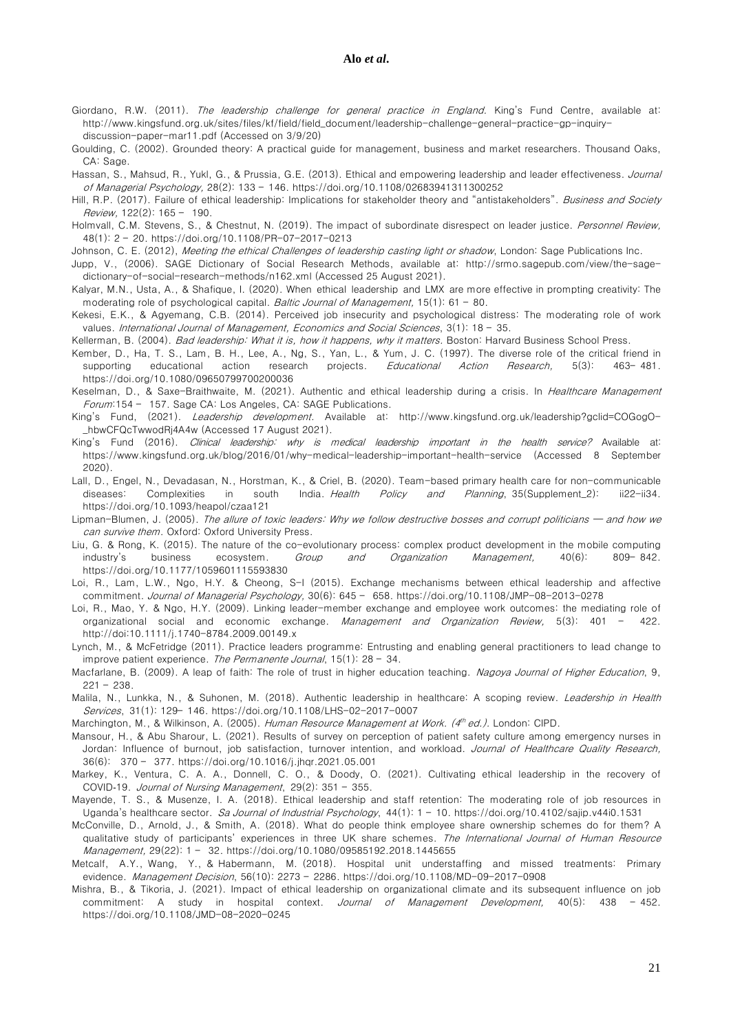Giordano, R.W. (2011). *The leadership challenge for general practice in England*. King's Fund Centre, available at: http://www.kingsfund.org.uk/sites/files/kf/field/field_document/leadership-challenge-general-practice-gp-inquiry-discussion-paper-mar11.pdf (Accessed on 3/9/20)

Goulding, C. (2002). Grounded theory: A practical guide for management, business and market researchers. Thousand Oaks, CA: Sage.

Hassan, S., Mahsud, R., Yukl, G., & Prussia, G.E. (2013). Ethical and empowering leadership and leader effectiveness. *Journal of Managerial Psychology*, 28(2): 133 – 146. https://doi.org/10.1108/02683941311300252

Hill, R.P. (2017). Failure of ethical leadership: Implications for stakeholder theory and "antistakeholders". *Business and Society Review*, 122(2): 165 – 190.

Holmvall, C.M. Stevens, S., & Chestnut, N. (2019). The impact of subordinate disrespect on leader justice. *Personnel Review*, 48(1): 2 – 20. https://doi.org/10.1108/PR-07-2017-0213

Johnson, C. E. (2012), *Meeting the ethical Challenges of leadership casting light or shadow*, London: Sage Publications Inc.

Jupp, V., (2006). SAGE Dictionary of Social Research Methods, available at: http://srmo.sagepub.com/view/the-sage-dictionary-of-social-research-methods/n162.xml (Accessed 25 August 2021).

Kalyar, M.N., Usta, A., & Shafique, I. (2020). When ethical leadership and LMX are more effective in prompting creativity: The moderating role of psychological capital. *Baltic Journal of Management*, 15(1): 61 – 80.

Kekesi, E.K., & Agyemang, C.B. (2014). Perceived job insecurity and psychological distress: The moderating role of work values. *International Journal of Management, Economics and Social Sciences*, 3(1): 18 – 35.

Kellerman, B. (2004). *Bad leadership: What it is, how it happens, why it matters*. Boston: Harvard Business School Press.

Kember, D., Ha, T. S., Lam, B. H., Lee, A., Ng, S., Yan, L., & Yum, J. C. (1997). The diverse role of the critical friend in supporting educational action research projects. *Educational Action Research*, 5(3): 463– 481. https://doi.org/10.1080/09650799700200036

Keselman, D., & Saxe-Braithwaite, M. (2021). Authentic and ethical leadership during a crisis. In *Healthcare Management Forum*:154 – 157. Sage CA: Los Angeles, CA: SAGE Publications.

King's Fund, (2021). *Leadership development*. Available at: http://www.kingsfund.org.uk/leadership?gclid=COGogO-_hbwCFQcTwwodRj4A4w (Accessed 17 August 2021).

King's Fund (2016). *Clinical leadership: why is medical leadership important in the health service?* Available at: https://www.kingsfund.org.uk/blog/2016/01/why-medical-leadership-important-health-service (Accessed 8 September 2020).

Lall, D., Engel, N., Devadasan, N., Horstman, K., & Criel, B. (2020). Team-based primary health care for non-communicable diseases: Complexities in south India. *Health Policy and Planning*, 35(Supplement_2): ii22–ii34. https://doi.org/10.1093/heapol/czaa121

Lipman-Blumen, J. (2005). *The allure of toxic leaders: Why we follow destructive bosses and corrupt politicians — and how we can survive them*. Oxford: Oxford University Press.

Liu, G. & Rong, K. (2015). The nature of the co-evolutionary process: complex product development in the mobile computing industry's business ecosystem. *Group and Organization Management*, 40(6): 809– 842. https://doi.org/10.1177/1059601115593830

Loi, R., Lam, L.W., Ngo, H.Y. & Cheong, S-I (2015). Exchange mechanisms between ethical leadership and affective commitment. *Journal of Managerial Psychology*, 30(6): 645 – 658. https://doi.org/10.1108/JMP-08-2013-0278

Loi, R., Mao, Y. & Ngo, H.Y. (2009). Linking leader-member exchange and employee work outcomes: the mediating role of organizational social and economic exchange. *Management and Organization Review*, 5(3): 401 – 422. http://doi:10.1111/j.1740-8784.2009.00149.x

Lynch, M., & McFetridge (2011). Practice leaders programme: Entrusting and enabling general practitioners to lead change to improve patient experience. *The Permanente Journal*, 15(1): 28 – 34.

Macfarlane, B. (2009). A leap of faith: The role of trust in higher education teaching. *Nagoya Journal of Higher Education*, 9, 221 – 238.

Malila, N., Lunkka, N., & Suhonen, M. (2018). Authentic leadership in healthcare: A scoping review. *Leadership in Health Services*, 31(1): 129– 146. https://doi.org/10.1108/LHS-02-2017-0007

Marchington, M., & Wilkinson, A. (2005). *Human Resource Management at Work. (4th ed.)*. London: CIPD.

Mansour, H., & Abu Sharour, L. (2021). Results of survey on perception of patient safety culture among emergency nurses in Jordan: Influence of burnout, job satisfaction, turnover intention, and workload. *Journal of Healthcare Quality Research*, 36(6): 370 – 377. https://doi.org/10.1016/j.jhqr.2021.05.001

Markey, K., Ventura, C. A. A., Donnell, C. O., & Doody, O. (2021). Cultivating ethical leadership in the recovery of COVID-19. *Journal of Nursing Management*, 29(2): 351 – 355.

Mayende, T. S., & Musenze, I. A. (2018). Ethical leadership and staff retention: The moderating role of job resources in Uganda's healthcare sector. *Sa Journal of Industrial Psychology*, 44(1): 1 – 10. https://doi.org/10.4102/sajip.v44i0.1531

McConville, D., Arnold, J., & Smith, A. (2018). What do people think employee share ownership schemes do for them? A qualitative study of participants' experiences in three UK share schemes. *The International Journal of Human Resource Management*, 29(22): 1 – 32. https://doi.org/10.1080/09585192.2018.1445655

Metcalf, A.Y., Wang, Y., & Habermann, M. (2018). Hospital unit understaffing and missed treatments: Primary evidence. *Management Decision*, 56(10): 2273 – 2286. https://doi.org/10.1108/MD-09-2017-0908

Mishra, B., & Tikoria, J. (2021). Impact of ethical leadership on organizational climate and its subsequent influence on job commitment: A study in hospital context. *Journal of Management Development*, 40(5): 438 – 452. https://doi.org/10.1108/JMD-08-2020-0245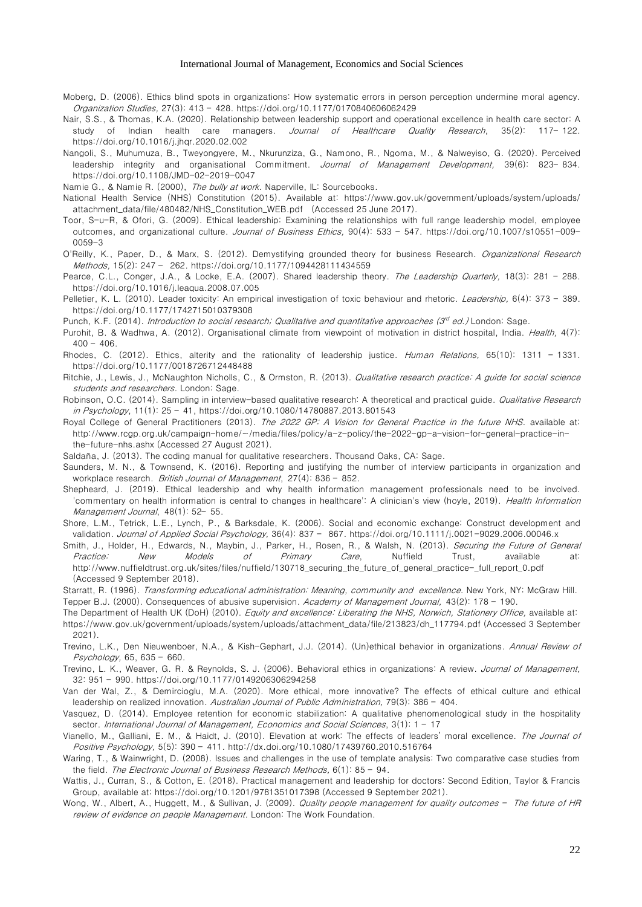Moberg, D. (2006). Ethics blind spots in organizations: How systematic errors in person perception undermine moral agency. *Organization Studies,* 27(3): 413 – 428. https://doi.org/10.1177/0170840606062429

Nair, S.S., & Thomas, K.A. (2020). Relationship between leadership support and operational excellence in health care sector: A study of Indian health care managers. *Journal of Healthcare Quality Research*, 35(2): 117– 122. https://doi.org/10.1016/j.jhqr.2020.02.002

Nangoli, S., Muhumuza, B., Tweyongyere, M., Nkurunziza, G., Namono, R., Ngoma, M., & Nalweyiso, G. (2020). Perceived leadership integrity and organisational Commitment. *Journal of Management Development,* 39(6): 823- 834. https://doi.org/10.1108/JMD-02-2019-0047

Namie G., & Namie R. (2000), *The bully at work.* Naperville, IL: Sourcebooks.

National Health Service (NHS) Constitution (2015). Available at: https://www.gov.uk/government/uploads/system/uploads/attachment_data/file/480482/NHS_Constitution_WEB.pdf (Accessed 25 June 2017).

Toor, S-u-R, & Ofori, G. (2009). Ethical leadership: Examining the relationships with full range leadership model, employee outcomes, and organizational culture. *Journal of Business Ethics,* 90(4): 533 – 547. https://doi.org/10.1007/s10551-009-0059-3

O'Reilly, K., Paper, D., & Marx, S. (2012). Demystifying grounded theory for business Research. *Organizational Research Methods,* 15(2): 247 – 262. https://doi.org/10.1177/1094428111434559

Pearce, C.L., Conger, J.A., & Locke, E.A. (2007). Shared leadership theory. *The Leadership Quarterly,* 18(3): 281 – 288. https://doi.org/10.1016/j.leaqua.2008.07.005

Pelletier, K. L. (2010). Leader toxicity: An empirical investigation of toxic behaviour and rhetoric. *Leadership,* 6(4): 373 – 389. https://doi.org/10.1177/1742715010379308

Punch, K.F. (2014). *Introduction to social research; Qualitative and quantitative approaches (3rd ed.)* London: Sage.

Purohit, B. & Wadhwa, A. (2012). Organisational climate from viewpoint of motivation in district hospital, India. *Health,* 4(7): 400 – 406.

Rhodes, C. (2012). Ethics, alterity and the rationality of leadership justice. *Human Relations,* 65(10): 1311 – 1331. https://doi.org/10.1177/0018726712448488

Ritchie, J., Lewis, J., McNaughton Nicholls, C., & Ormston, R. (2013). *Qualitative research practice: A guide for social science students and researchers.* London: Sage.

Robinson, O.C. (2014). Sampling in interview-based qualitative research: A theoretical and practical guide. *Qualitative Research in Psychology*, 11(1): 25 – 41, https://doi.org/10.1080/14780887.2013.801543

Royal College of General Practitioners (2013). *The 2022 GP: A Vision for General Practice in the future NHS.* available at: http://www.rcgp.org.uk/campaign-home/~/media/files/policy/a-z-policy/the-2022-gp-a-vision-for-general-practice-in-the-future-nhs.ashx (Accessed 27 August 2021).

Saldaña, J. (2013). The coding manual for qualitative researchers. Thousand Oaks, CA: Sage.

Saunders, M. N., & Townsend, K. (2016). Reporting and justifying the number of interview participants in organization and workplace research. *British Journal of Management*, 27(4): 836 – 852.

Shepheard, J. (2019). Ethical leadership and why health information management professionals need to be involved. 'commentary on health information is central to changes in healthcare': A clinician's view (hoyle, 2019). *Health Information Management Journal*, 48(1): 52– 55.

Shore, L.M., Tetrick, L.E., Lynch, P., & Barksdale, K. (2006). Social and economic exchange: Construct development and validation. *Journal of Applied Social Psychology,* 36(4): 837 – 867. https://doi.org/10.1111/j.0021-9029.2006.00046.x

Smith, J., Holder, H., Edwards, N., Maybin, J., Parker, H., Rosen, R., & Walsh, N. (2013). *Securing the Future of General Practice: New Models of Primary Care*, Nuffield Trust, available at: http://www.nuffieldtrust.org.uk/sites/files/nuffield/130718_securing_the_future_of_general_practice-_full_report_0.pdf (Accessed 9 September 2018).

Starratt, R. (1996). *Transforming educational administration: Meaning, community and excellence.* New York, NY: McGraw Hill.

Tepper B.J. (2000). Consequences of abusive supervision. *Academy of Management Journal,* 43(2): 178 – 190.

The Department of Health UK (DoH) (2010). *Equity and excellence: Liberating the NHS, Norwich, Stationery Office,* available at: https://www.gov.uk/government/uploads/system/uploads/attachment_data/file/213823/dh_117794.pdf (Accessed 3 September 2021).

Trevino, L.K., Den Nieuwenboer, N.A., & Kish-Gephart, J.J. (2014). (Un)ethical behavior in organizations. *Annual Review of Psychology,* 65, 635 – 660.

Trevino, L. K., Weaver, G. R. & Reynolds, S. J. (2006). Behavioral ethics in organizations: A review. *Journal of Management,* 32: 951 – 990. https://doi.org/10.1177/0149206306294258

Van der Wal, Z., & Demircioglu, M.A. (2020). More ethical, more innovative? The effects of ethical culture and ethical leadership on realized innovation. *Australian Journal of Public Administration,* 79(3): 386 – 404.

Vasquez, D. (2014). Employee retention for economic stabilization: A qualitative phenomenological study in the hospitality sector. *International Journal of Management, Economics and Social Sciences*, 3(1): 1 – 17

Vianello, M., Galliani, E. M., & Haidt, J. (2010). Elevation at work: The effects of leaders' moral excellence. *The Journal of Positive Psychology,* 5(5): 390 – 411. http://dx.doi.org/10.1080/17439760.2010.516764

Waring, T., & Wainwright, D. (2008). Issues and challenges in the use of template analysis: Two comparative case studies from the field. *The Electronic Journal of Business Research Methods,* 6(1): 85 – 94.

Wattis, J., Curran, S., & Cotton, E. (2018). Practical management and leadership for doctors: Second Edition, Taylor & Francis Group, available at: https://doi.org/10.1201/9781351017398 (Accessed 9 September 2021).

Wong, W., Albert, A., Huggett, M., & Sullivan, J. (2009). *Quality people management for quality outcomes – The future of HR review of evidence on people Management.* London: The Work Foundation.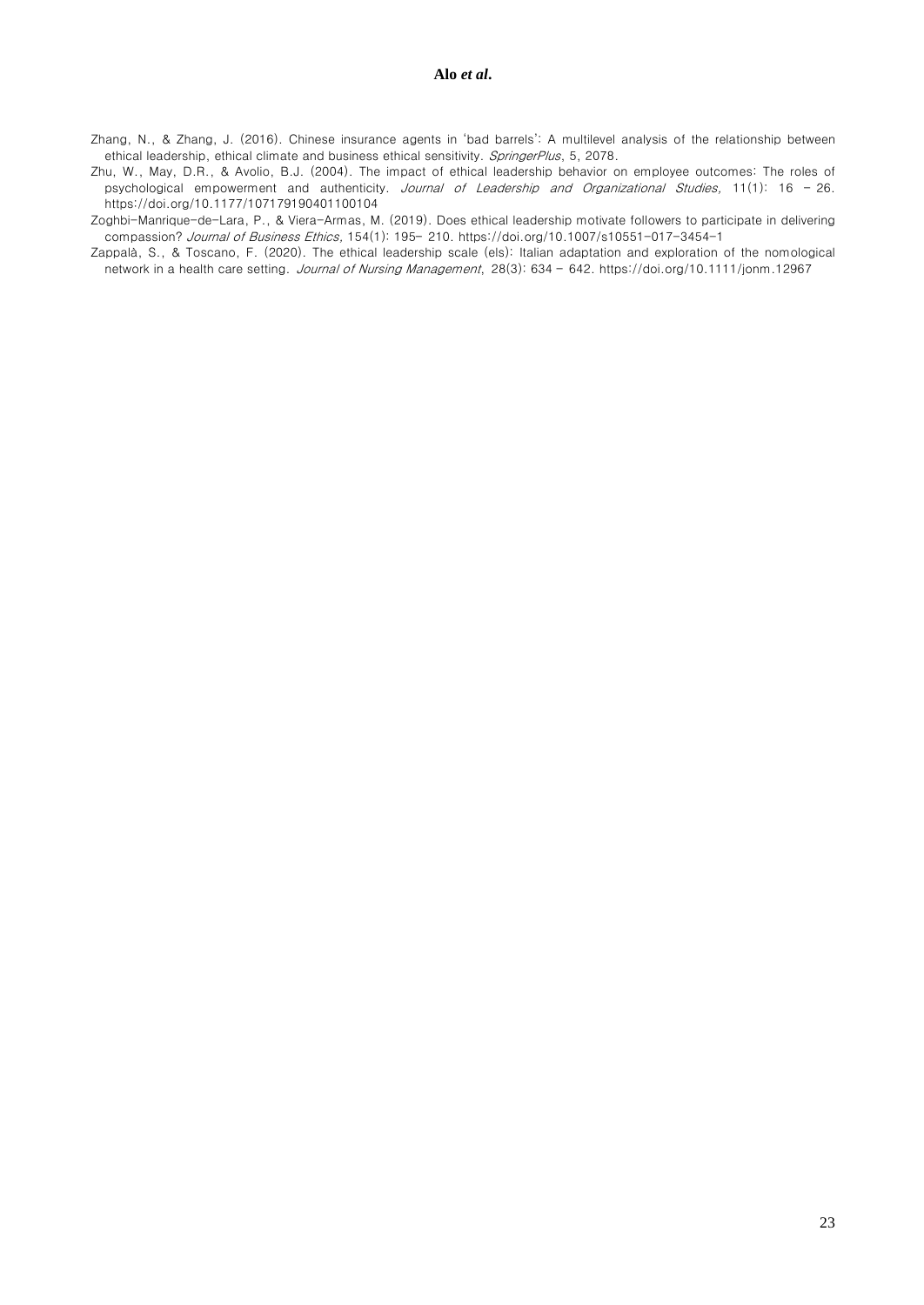Zhang, N., & Zhang, J. (2016). Chinese insurance agents in 'bad barrels': A multilevel analysis of the relationship between ethical leadership, ethical climate and business ethical sensitivity. *SpringerPlus*, 5, 2078.

Zhu, W., May, D.R., & Avolio, B.J. (2004). The impact of ethical leadership behavior on employee outcomes: The roles of psychological empowerment and authenticity. *Journal of Leadership and Organizational Studies,* 11(1): 16 – 26. https://doi.org/10.1177/107179190401100104

Zoghbi-Manrique-de-Lara, P., & Viera-Armas, M. (2019). Does ethical leadership motivate followers to participate in delivering compassion? *Journal of Business Ethics,* 154(1): 195– 210. https://doi.org/10.1007/s10551-017-3454-1

Zappalà, S., & Toscano, F. (2020). The ethical leadership scale (els): Italian adaptation and exploration of the nomological network in a health care setting. *Journal of Nursing Management*, 28(3): 634 – 642. https://doi.org/10.1111/jonm.12967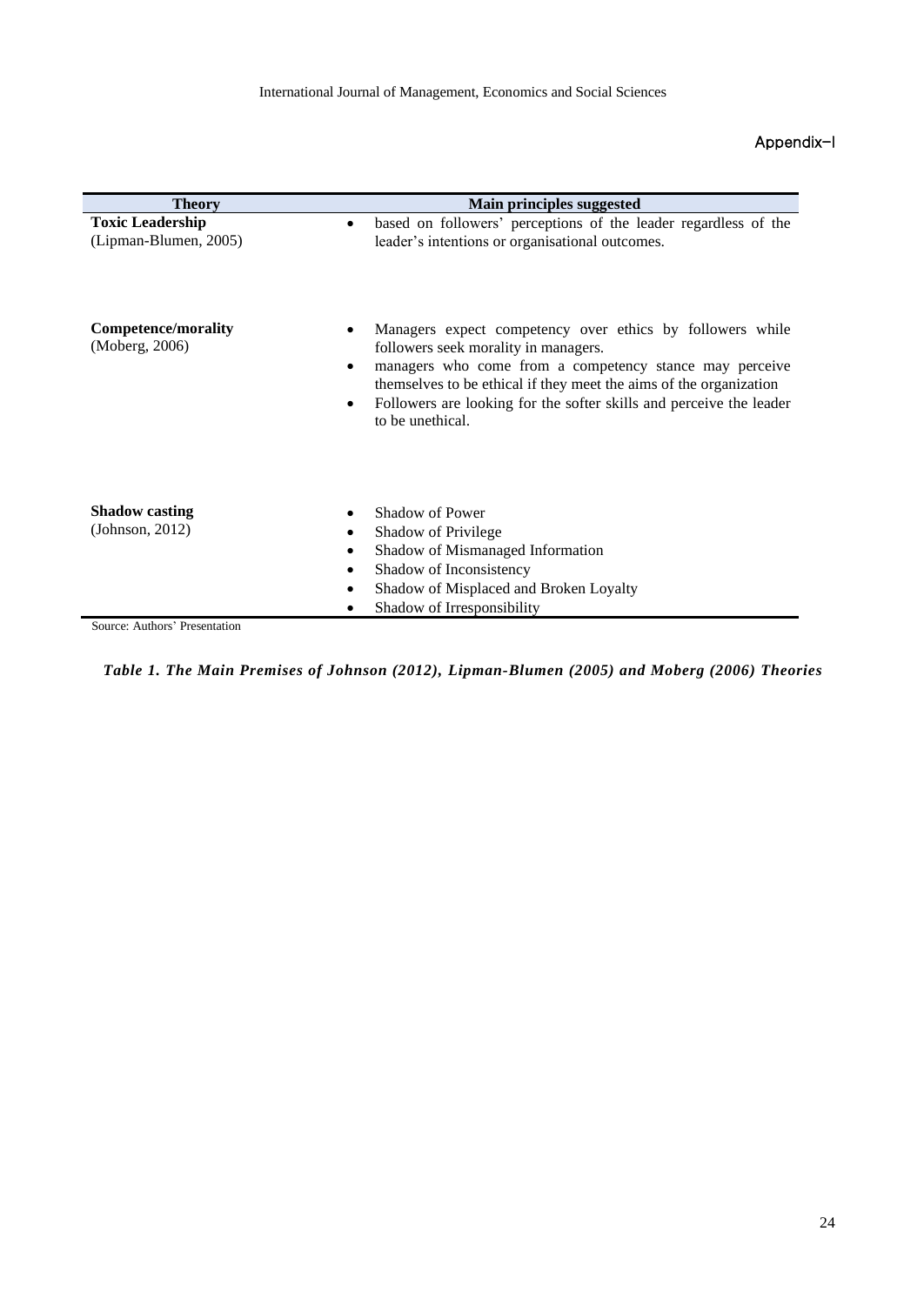Appendix-I

| Theory | Main principles suggested |
| --- | --- |
| **Toxic Leadership** (Lipman-Blumen, 2005) | • based on followers' perceptions of the leader regardless of the leader's intentions or organisational outcomes. |
| **Competence/morality** (Moberg, 2006) | • Managers expect competency over ethics by followers while followers seek morality in managers.<br>• managers who come from a competency stance may perceive themselves to be ethical if they meet the aims of the organization<br>• Followers are looking for the softer skills and perceive the leader to be unethical. |
| **Shadow casting** (Johnson, 2012) | • Shadow of Power<br>• Shadow of Privilege<br>• Shadow of Mismanaged Information<br>• Shadow of Inconsistency<br>• Shadow of Misplaced and Broken Loyalty<br>• Shadow of Irresponsibility |

Source: Authors' Presentation

***Table 1. The Main Premises of Johnson (2012), Lipman-Blumen (2005) and Moberg (2006) Theories***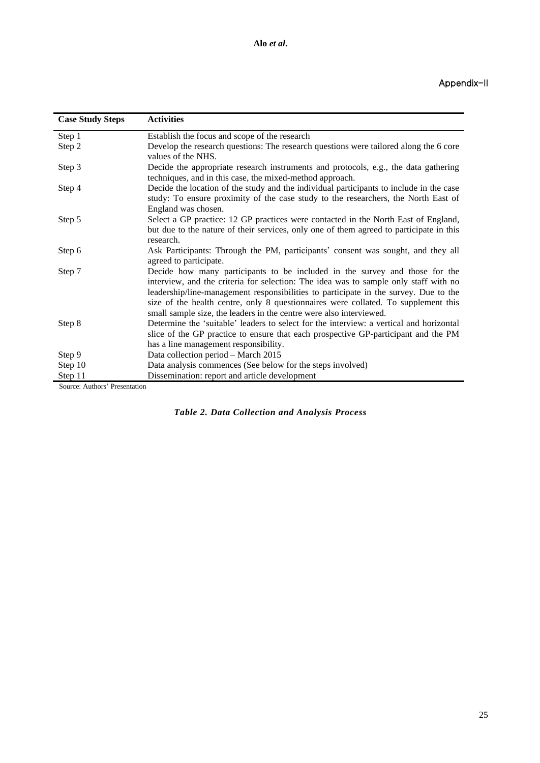Appendix-II

| Case Study Steps | Activities |
|---|---|
| Step 1 | Establish the focus and scope of the research |
| Step 2 | Develop the research questions: The research questions were tailored along the 6 core values of the NHS. |
| Step 3 | Decide the appropriate research instruments and protocols, e.g., the data gathering techniques, and in this case, the mixed-method approach. |
| Step 4 | Decide the location of the study and the individual participants to include in the case study: To ensure proximity of the case study to the researchers, the North East of England was chosen. |
| Step 5 | Select a GP practice: 12 GP practices were contacted in the North East of England, but due to the nature of their services, only one of them agreed to participate in this research. |
| Step 6 | Ask Participants: Through the PM, participants' consent was sought, and they all agreed to participate. |
| Step 7 | Decide how many participants to be included in the survey and those for the interview, and the criteria for selection: The idea was to sample only staff with no leadership/line-management responsibilities to participate in the survey. Due to the size of the health centre, only 8 questionnaires were collated. To supplement this small sample size, the leaders in the centre were also interviewed. |
| Step 8 | Determine the 'suitable' leaders to select for the interview: a vertical and horizontal slice of the GP practice to ensure that each prospective GP-participant and the PM has a line management responsibility. |
| Step 9 | Data collection period – March 2015 |
| Step 10 | Data analysis commences (See below for the steps involved) |
| Step 11 | Dissemination: report and article development |

Source: Authors' Presentation

***Table 2. Data Collection and Analysis Process***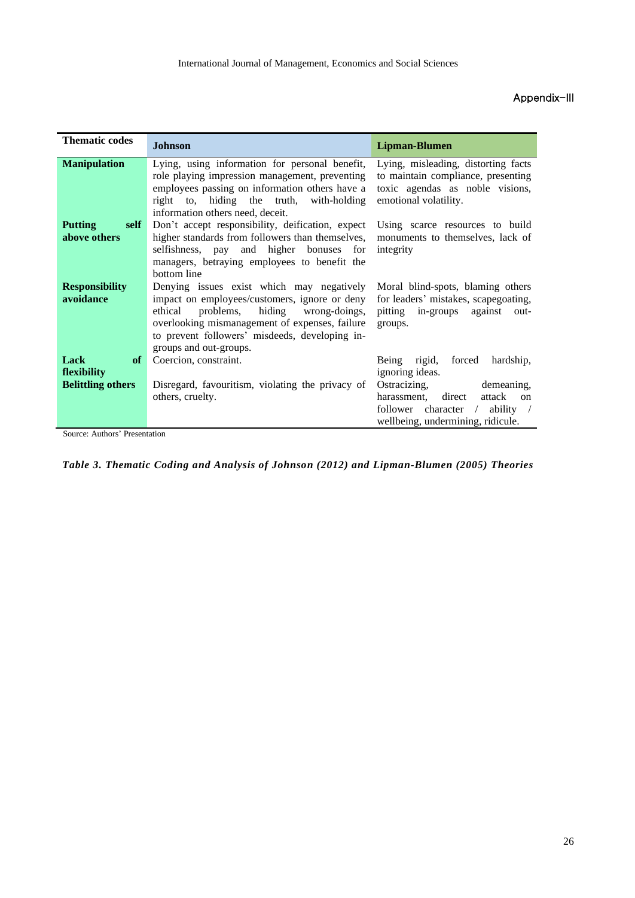Appendix–III

| Thematic codes | Johnson | Lipman-Blumen |
|---|---|---|
| **Manipulation** | Lying, using information for personal benefit, role playing impression management, preventing employees passing on information others have a right to, hiding the truth, with-holding information others need, deceit. | Lying, misleading, distorting facts to maintain compliance, presenting toxic agendas as noble visions, emotional volatility. |
| **Putting self above others** | Don't accept responsibility, deification, expect higher standards from followers than themselves, selfishness, pay and higher bonuses for managers, betraying employees to benefit the bottom line | Using scarce resources to build monuments to themselves, lack of integrity |
| **Responsibility avoidance** | Denying issues exist which may negatively impact on employees/customers, ignore or deny ethical problems, hiding wrong-doings, overlooking mismanagement of expenses, failure to prevent followers' misdeeds, developing in-groups and out-groups. | Moral blind-spots, blaming others for leaders' mistakes, scapegoating, pitting in-groups against out-groups. |
| **Lack of flexibility** | Coercion, constraint. | Being rigid, forced hardship, ignoring ideas. |
| **Belittling others** | Disregard, favouritism, violating the privacy of others, cruelty. | Ostracizing, demeaning, harassment, direct attack on follower character / ability / wellbeing, undermining, ridicule. |

Source: Authors' Presentation

***Table 3. Thematic Coding and Analysis of Johnson (2012) and Lipman-Blumen (2005) Theories***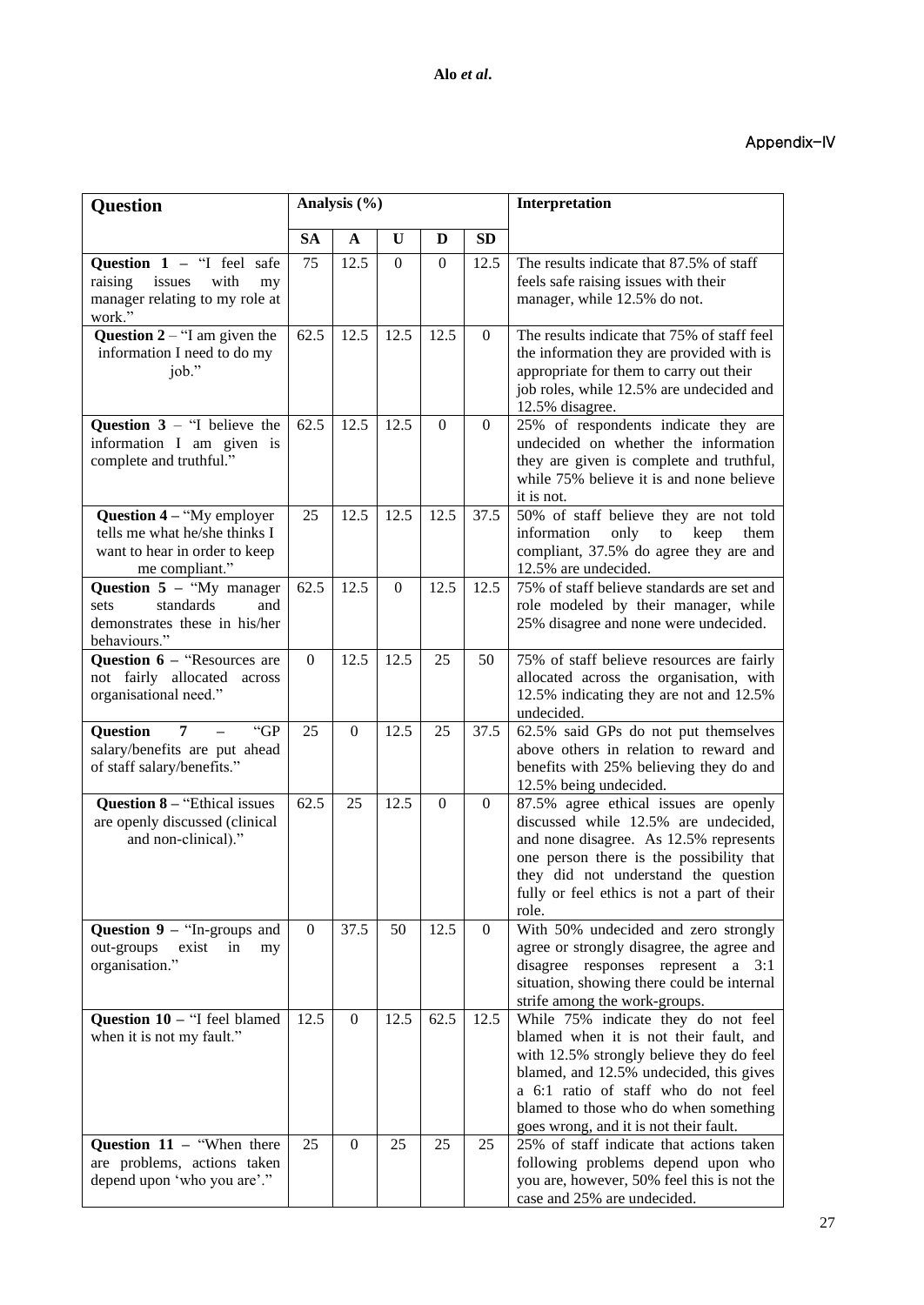## Appendix-IV

| Question | Analysis (%) | | | | | Interpretation |
|---|---|---|---|---|---|---|
| | **SA** | **A** | **U** | **D** | **SD** | |
| **Question 1** – "I feel safe raising issues with my manager relating to my role at work." | 75 | 12.5 | 0 | 0 | 12.5 | The results indicate that 87.5% of staff feels safe raising issues with their manager, while 12.5% do not. |
| **Question 2** – "I am given the information I need to do my job." | 62.5 | 12.5 | 12.5 | 12.5 | 0 | The results indicate that 75% of staff feel the information they are provided with is appropriate for them to carry out their job roles, while 12.5% are undecided and 12.5% disagree. |
| **Question 3** – "I believe the information I am given is complete and truthful." | 62.5 | 12.5 | 12.5 | 0 | 0 | 25% of respondents indicate they are undecided on whether the information they are given is complete and truthful, while 75% believe it is and none believe it is not. |
| **Question 4** – "My employer tells me what he/she thinks I want to hear in order to keep me compliant." | 25 | 12.5 | 12.5 | 12.5 | 37.5 | 50% of staff believe they are not told information only to keep them compliant, 37.5% do agree they are and 12.5% are undecided. |
| **Question 5** – "My manager sets standards and demonstrates these in his/her behaviours." | 62.5 | 12.5 | 0 | 12.5 | 12.5 | 75% of staff believe standards are set and role modeled by their manager, while 25% disagree and none were undecided. |
| **Question 6** – "Resources are not fairly allocated across organisational need." | 0 | 12.5 | 12.5 | 25 | 50 | 75% of staff believe resources are fairly allocated across the organisation, with 12.5% indicating they are not and 12.5% undecided. |
| **Question 7** – "GP salary/benefits are put ahead of staff salary/benefits." | 25 | 0 | 12.5 | 25 | 37.5 | 62.5% said GPs do not put themselves above others in relation to reward and benefits with 25% believing they do and 12.5% being undecided. |
| **Question 8** – "Ethical issues are openly discussed (clinical and non-clinical)." | 62.5 | 25 | 12.5 | 0 | 0 | 87.5% agree ethical issues are openly discussed while 12.5% are undecided, and none disagree. As 12.5% represents one person there is the possibility that they did not understand the question fully or feel ethics is not a part of their role. |
| **Question 9** – "In-groups and out-groups exist in my organisation." | 0 | 37.5 | 50 | 12.5 | 0 | With 50% undecided and zero strongly agree or strongly disagree, the agree and disagree responses represent a 3:1 situation, showing there could be internal strife among the work-groups. |
| **Question 10** – "I feel blamed when it is not my fault." | 12.5 | 0 | 12.5 | 62.5 | 12.5 | While 75% indicate they do not feel blamed when it is not their fault, and with 12.5% strongly believe they do feel blamed, and 12.5% undecided, this gives a 6:1 ratio of staff who do not feel blamed to those who do when something goes wrong, and it is not their fault. |
| **Question 11** – "When there are problems, actions taken depend upon 'who you are'." | 25 | 0 | 25 | 25 | 25 | 25% of staff indicate that actions taken following problems depend upon who you are, however, 50% feel this is not the case and 25% are undecided. |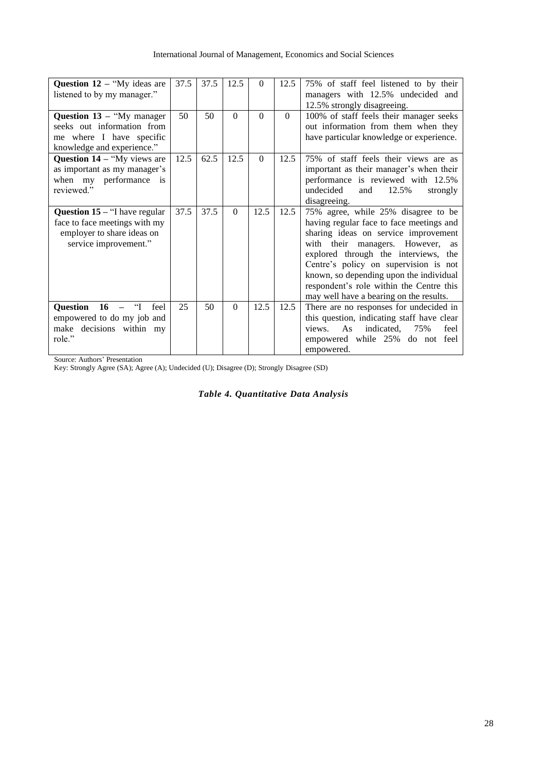| | | | | | | |
|---|---|---|---|---|---|---|
| **Question 12** – "My ideas are listened to by my manager." | 37.5 | 37.5 | 12.5 | 0 | 12.5 | 75% of staff feel listened to by their managers with 12.5% undecided and 12.5% strongly disagreeing. |
| **Question 13** – "My manager seeks out information from me where I have specific knowledge and experience." | 50 | 50 | 0 | 0 | 0 | 100% of staff feels their manager seeks out information from them when they have particular knowledge or experience. |
| **Question 14** – "My views are as important as my manager's when my performance is reviewed." | 12.5 | 62.5 | 12.5 | 0 | 12.5 | 75% of staff feels their views are as important as their manager's when their performance is reviewed with 12.5% undecided and 12.5% strongly disagreeing. |
| **Question 15** – "I have regular face to face meetings with my employer to share ideas on service improvement." | 37.5 | 37.5 | 0 | 12.5 | 12.5 | 75% agree, while 25% disagree to be having regular face to face meetings and sharing ideas on service improvement with their managers. However, as explored through the interviews, the Centre's policy on supervision is not known, so depending upon the individual respondent's role within the Centre this may well have a bearing on the results. |
| **Question 16** – "I feel empowered to do my job and make decisions within my role." | 25 | 50 | 0 | 12.5 | 12.5 | There are no responses for undecided in this question, indicating staff have clear views. As indicated, 75% feel empowered while 25% do not feel empowered. |

Source: Authors' Presentation

Key: Strongly Agree (SA); Agree (A); Undecided (U); Disagree (D); Strongly Disagree (SD)

***Table 4. Quantitative Data Analysis***